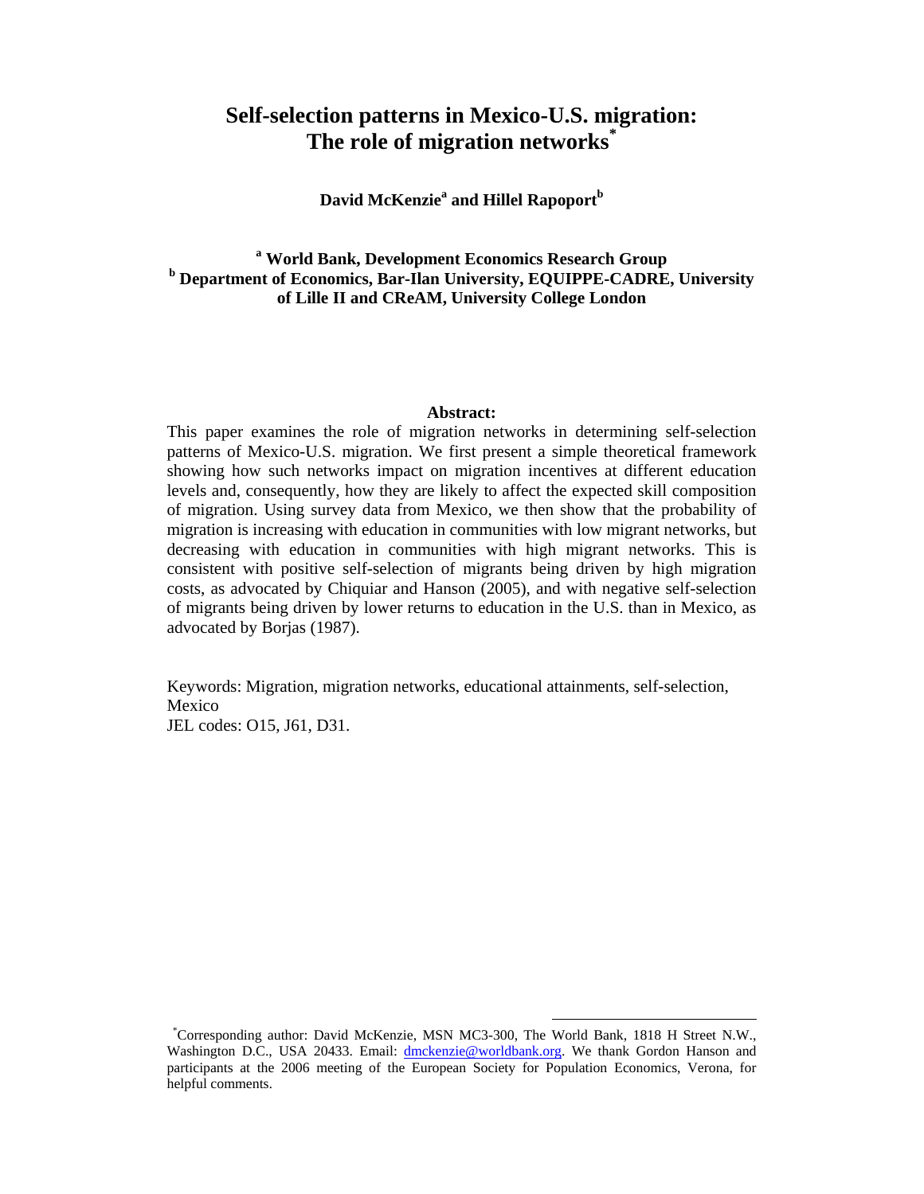# Self-selection patterns in Mexico-U.S. migration: The role of migration networks[*]

**David McKenzie[a] and Hillel Rapoport[b]**

**[a] World Bank, Development Economics Research Group**
**[b] Department of Economics, Bar-Ilan University, EQUIPPE-CADRE, University of Lille II and CReAM, University College London**

**Abstract:**

This paper examines the role of migration networks in determining self-selection patterns of Mexico-U.S. migration. We first present a simple theoretical framework showing how such networks impact on migration incentives at different education levels and, consequently, how they are likely to affect the expected skill composition of migration. Using survey data from Mexico, we then show that the probability of migration is increasing with education in communities with low migrant networks, but decreasing with education in communities with high migrant networks. This is consistent with positive self-selection of migrants being driven by high migration costs, as advocated by Chiquiar and Hanson (2005), and with negative self-selection of migrants being driven by lower returns to education in the U.S. than in Mexico, as advocated by Borjas (1987).

Keywords: Migration, migration networks, educational attainments, self-selection, Mexico
JEL codes: O15, J61, D31.

[*]Corresponding author: David McKenzie, MSN MC3-300, The World Bank, 1818 H Street N.W., Washington D.C., USA 20433. Email: dmckenzie@worldbank.org. We thank Gordon Hanson and participants at the 2006 meeting of the European Society for Population Economics, Verona, for helpful comments.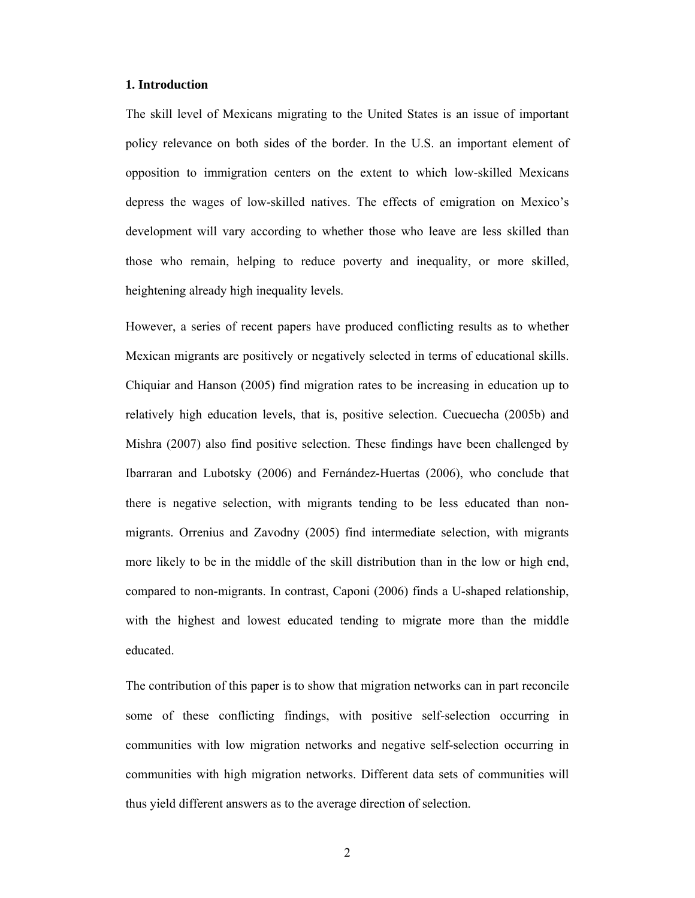## 1. Introduction

The skill level of Mexicans migrating to the United States is an issue of important policy relevance on both sides of the border. In the U.S. an important element of opposition to immigration centers on the extent to which low-skilled Mexicans depress the wages of low-skilled natives. The effects of emigration on Mexico's development will vary according to whether those who leave are less skilled than those who remain, helping to reduce poverty and inequality, or more skilled, heightening already high inequality levels.

However, a series of recent papers have produced conflicting results as to whether Mexican migrants are positively or negatively selected in terms of educational skills. Chiquiar and Hanson (2005) find migration rates to be increasing in education up to relatively high education levels, that is, positive selection. Cuecuecha (2005b) and Mishra (2007) also find positive selection. These findings have been challenged by Ibarraran and Lubotsky (2006) and Fernández-Huertas (2006), who conclude that there is negative selection, with migrants tending to be less educated than non-migrants. Orrenius and Zavodny (2005) find intermediate selection, with migrants more likely to be in the middle of the skill distribution than in the low or high end, compared to non-migrants. In contrast, Caponi (2006) finds a U-shaped relationship, with the highest and lowest educated tending to migrate more than the middle educated.

The contribution of this paper is to show that migration networks can in part reconcile some of these conflicting findings, with positive self-selection occurring in communities with low migration networks and negative self-selection occurring in communities with high migration networks. Different data sets of communities will thus yield different answers as to the average direction of selection.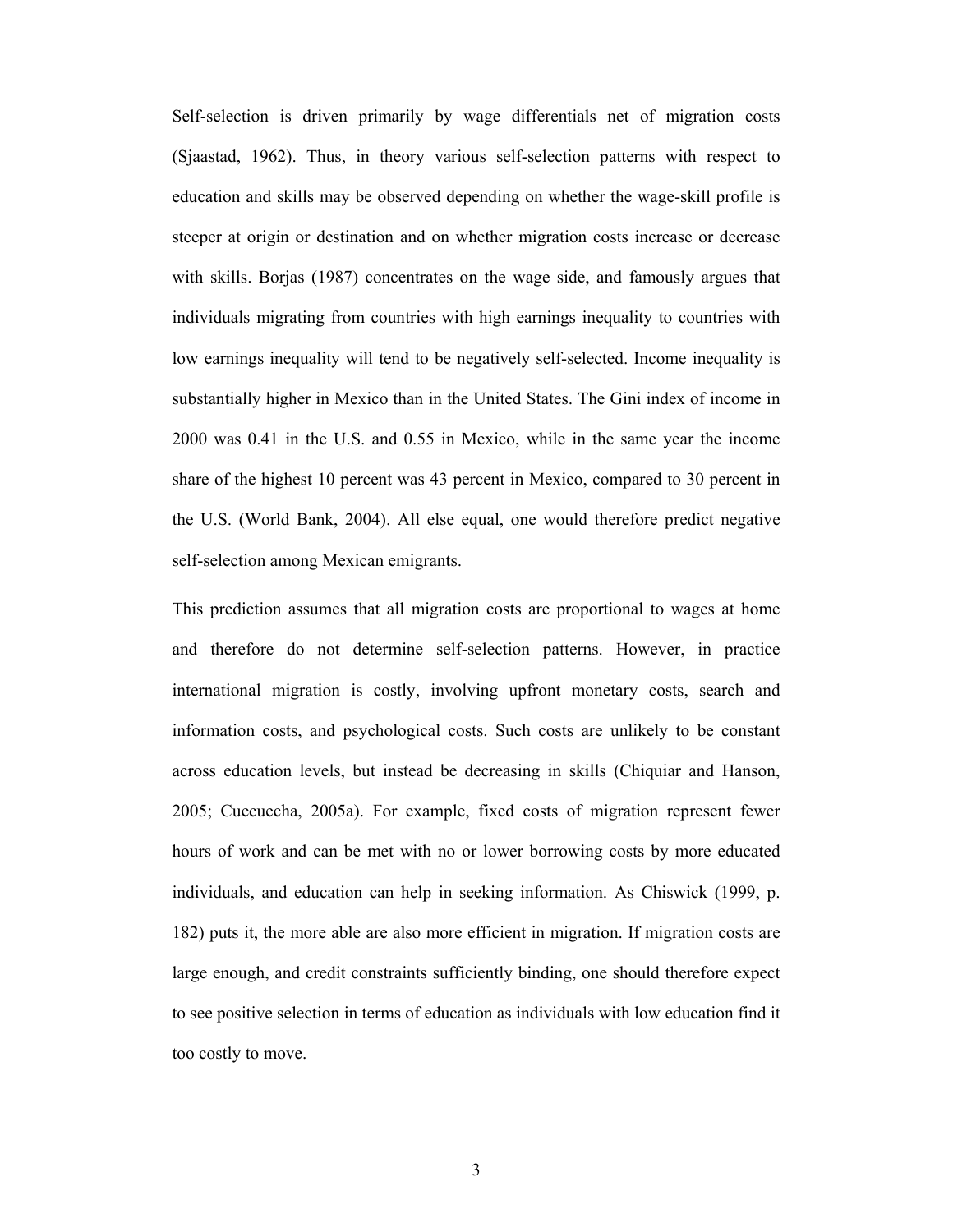Self-selection is driven primarily by wage differentials net of migration costs (Sjaastad, 1962). Thus, in theory various self-selection patterns with respect to education and skills may be observed depending on whether the wage-skill profile is steeper at origin or destination and on whether migration costs increase or decrease with skills. Borjas (1987) concentrates on the wage side, and famously argues that individuals migrating from countries with high earnings inequality to countries with low earnings inequality will tend to be negatively self-selected. Income inequality is substantially higher in Mexico than in the United States. The Gini index of income in 2000 was 0.41 in the U.S. and 0.55 in Mexico, while in the same year the income share of the highest 10 percent was 43 percent in Mexico, compared to 30 percent in the U.S. (World Bank, 2004). All else equal, one would therefore predict negative self-selection among Mexican emigrants.

This prediction assumes that all migration costs are proportional to wages at home and therefore do not determine self-selection patterns. However, in practice international migration is costly, involving upfront monetary costs, search and information costs, and psychological costs. Such costs are unlikely to be constant across education levels, but instead be decreasing in skills (Chiquiar and Hanson, 2005; Cuecuecha, 2005a). For example, fixed costs of migration represent fewer hours of work and can be met with no or lower borrowing costs by more educated individuals, and education can help in seeking information. As Chiswick (1999, p. 182) puts it, the more able are also more efficient in migration. If migration costs are large enough, and credit constraints sufficiently binding, one should therefore expect to see positive selection in terms of education as individuals with low education find it too costly to move.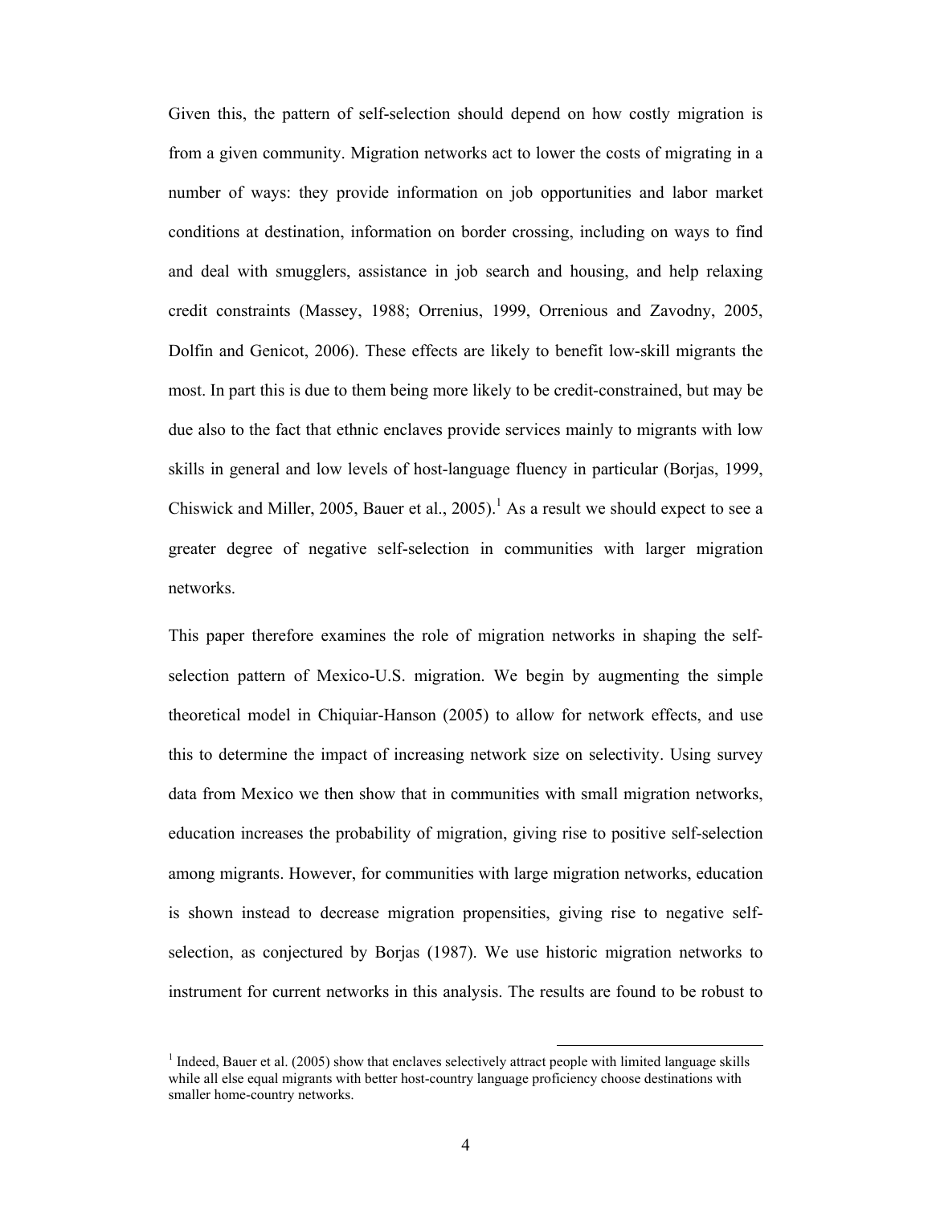Given this, the pattern of self-selection should depend on how costly migration is from a given community. Migration networks act to lower the costs of migrating in a number of ways: they provide information on job opportunities and labor market conditions at destination, information on border crossing, including on ways to find and deal with smugglers, assistance in job search and housing, and help relaxing credit constraints (Massey, 1988; Orrenius, 1999, Orrenious and Zavodny, 2005, Dolfin and Genicot, 2006). These effects are likely to benefit low-skill migrants the most. In part this is due to them being more likely to be credit-constrained, but may be due also to the fact that ethnic enclaves provide services mainly to migrants with low skills in general and low levels of host-language fluency in particular (Borjas, 1999, Chiswick and Miller, 2005, Bauer et al., 2005).[1] As a result we should expect to see a greater degree of negative self-selection in communities with larger migration networks.

This paper therefore examines the role of migration networks in shaping the self-selection pattern of Mexico-U.S. migration. We begin by augmenting the simple theoretical model in Chiquiar-Hanson (2005) to allow for network effects, and use this to determine the impact of increasing network size on selectivity. Using survey data from Mexico we then show that in communities with small migration networks, education increases the probability of migration, giving rise to positive self-selection among migrants. However, for communities with large migration networks, education is shown instead to decrease migration propensities, giving rise to negative self-selection, as conjectured by Borjas (1987). We use historic migration networks to instrument for current networks in this analysis. The results are found to be robust to

[1] Indeed, Bauer et al. (2005) show that enclaves selectively attract people with limited language skills while all else equal migrants with better host-country language proficiency choose destinations with smaller home-country networks.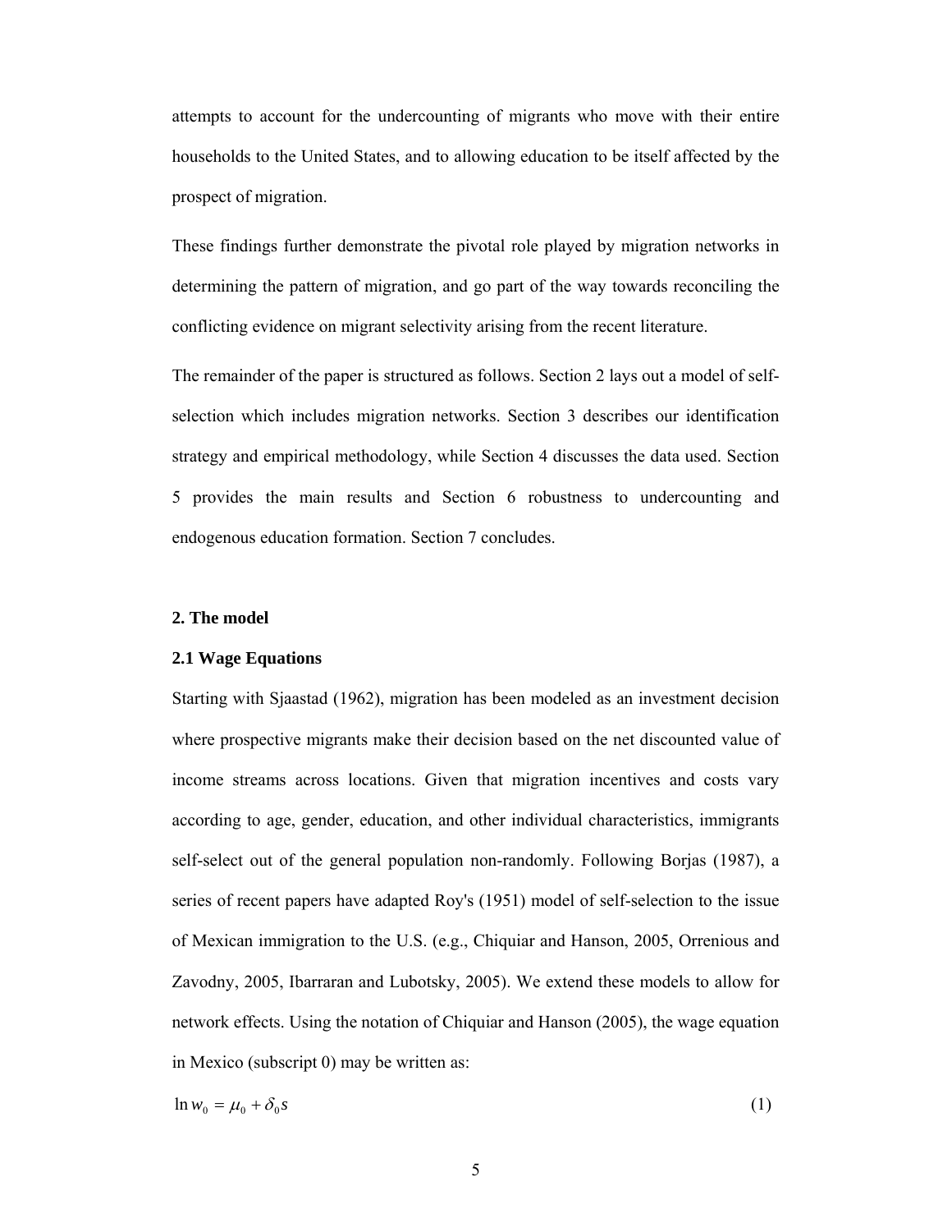attempts to account for the undercounting of migrants who move with their entire households to the United States, and to allowing education to be itself affected by the prospect of migration.

These findings further demonstrate the pivotal role played by migration networks in determining the pattern of migration, and go part of the way towards reconciling the conflicting evidence on migrant selectivity arising from the recent literature.

The remainder of the paper is structured as follows. Section 2 lays out a model of self-selection which includes migration networks. Section 3 describes our identification strategy and empirical methodology, while Section 4 discusses the data used. Section 5 provides the main results and Section 6 robustness to undercounting and endogenous education formation. Section 7 concludes.

## 2. The model

### 2.1 Wage Equations

Starting with Sjaastad (1962), migration has been modeled as an investment decision where prospective migrants make their decision based on the net discounted value of income streams across locations. Given that migration incentives and costs vary according to age, gender, education, and other individual characteristics, immigrants self-select out of the general population non-randomly. Following Borjas (1987), a series of recent papers have adapted Roy's (1951) model of self-selection to the issue of Mexican immigration to the U.S. (e.g., Chiquiar and Hanson, 2005, Orrenious and Zavodny, 2005, Ibarraran and Lubotsky, 2005). We extend these models to allow for network effects. Using the notation of Chiquiar and Hanson (2005), the wage equation in Mexico (subscript 0) may be written as:

$$\ln w_0 = \mu_0 + \delta_0 s \qquad (1)$$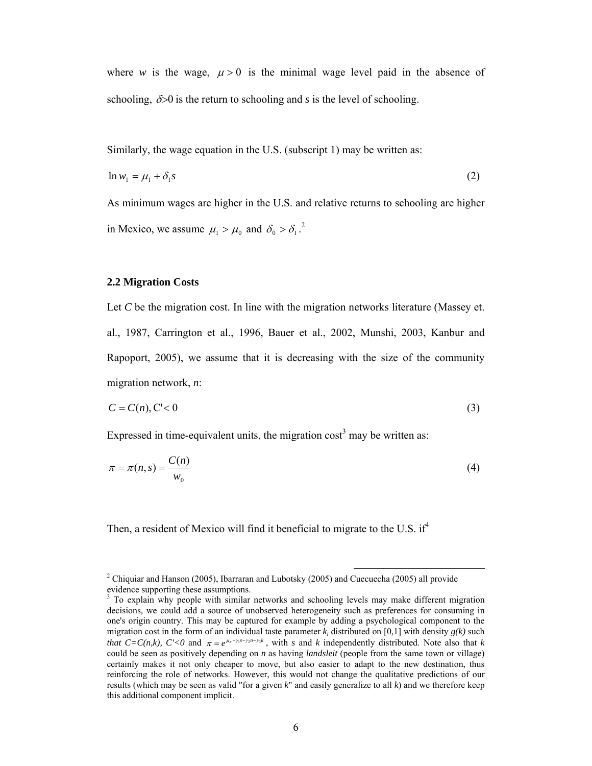where $w$ is the wage, $\mu > 0$ is the minimal wage level paid in the absence of schooling, $\delta > 0$ is the return to schooling and $s$ is the level of schooling.

Similarly, the wage equation in the U.S. (subscript 1) may be written as:

$$\ln w_1 = \mu_1 + \delta_1 s \tag{2}$$

As minimum wages are higher in the U.S. and relative returns to schooling are higher in Mexico, we assume $\mu_1 > \mu_0$ and $\delta_0 > \delta_1$.[2]

### 2.2 Migration Costs

Let $C$ be the migration cost. In line with the migration networks literature (Massey et. al., 1987, Carrington et al., 1996, Bauer et al., 2002, Munshi, 2003, Kanbur and Rapoport, 2005), we assume that it is decreasing with the size of the community migration network, $n$:

$$C = C(n), C' < 0 \tag{3}$$

Expressed in time-equivalent units, the migration cost[3] may be written as:

$$\pi = \pi(n, s) = \frac{C(n)}{w_0} \tag{4}$$

Then, a resident of Mexico will find it beneficial to migrate to the U.S. if[4]

---

[2] Chiquiar and Hanson (2005), Ibarraran and Lubotsky (2005) and Cuecuecha (2005) all provide evidence supporting these assumptions.

[3] To explain why people with similar networks and schooling levels may make different migration decisions, we could add a source of unobserved heterogeneity such as preferences for consuming in one's origin country. This may be captured for example by adding a psychological component to the migration cost in the form of an individual taste parameter $k_i$ distributed on [0,1] with density $g(k)$ such *that* $C=C(n,k)$, $C'<0$ and $\pi = e^{\mu_\pi - \gamma_1 s - \gamma_2 n - \gamma_3 k}$, with $s$ and $k$ independently distributed. Note also that $k$ could be seen as positively depending on $n$ as having *landsleit* (people from the same town or village) certainly makes it not only cheaper to move, but also easier to adapt to the new destination, thus reinforcing the role of networks. However, this would not change the qualitative predictions of our results (which may be seen as valid "for a given $k$" and easily generalize to all $k$) and we therefore keep this additional component implicit.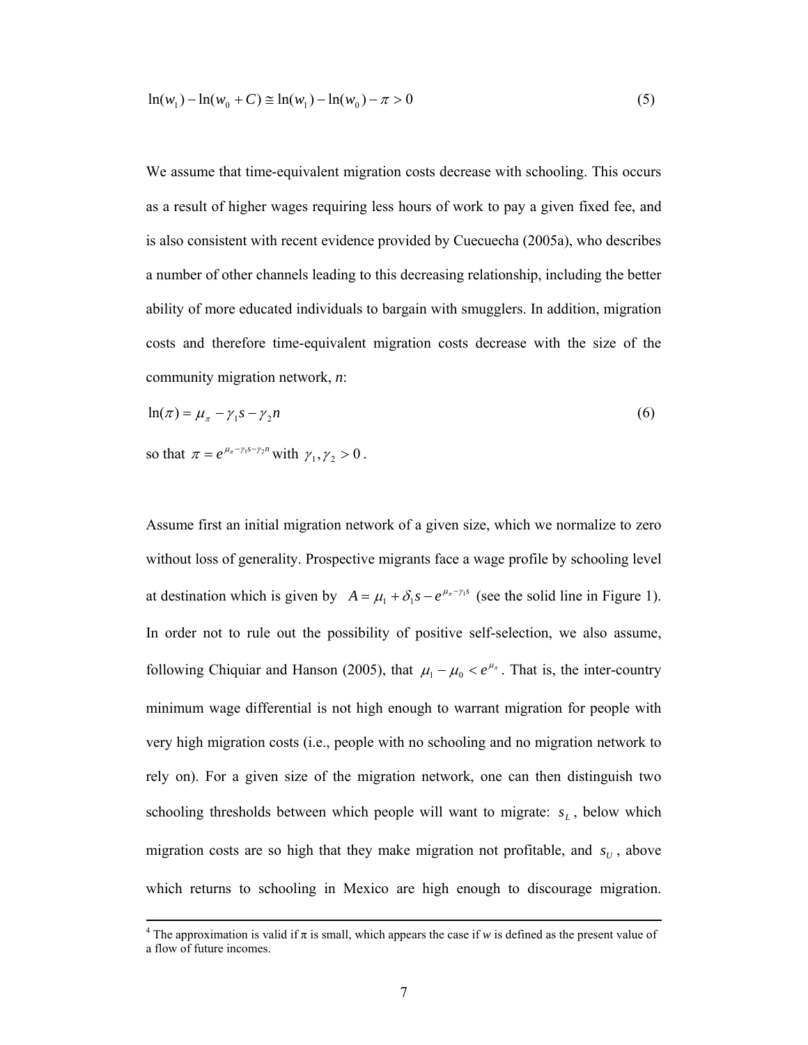$$\ln(w_1) - \ln(w_0 + C) \cong \ln(w_1) - \ln(w_0) - \pi > 0 \tag{5}$$

We assume that time-equivalent migration costs decrease with schooling. This occurs as a result of higher wages requiring less hours of work to pay a given fixed fee, and is also consistent with recent evidence provided by Cuecuecha (2005a), who describes a number of other channels leading to this decreasing relationship, including the better ability of more educated individuals to bargain with smugglers. In addition, migration costs and therefore time-equivalent migration costs decrease with the size of the community migration network, *n*:

$$\ln(\pi) = \mu_\pi - \gamma_1 s - \gamma_2 n \tag{6}$$

so that $\pi = e^{\mu_\pi - \gamma_1 s - \gamma_2 n}$ with $\gamma_1, \gamma_2 > 0$.

Assume first an initial migration network of a given size, which we normalize to zero without loss of generality. Prospective migrants face a wage profile by schooling level at destination which is given by $A = \mu_1 + \delta_1 s - e^{\mu_\pi - \gamma_1 s}$ (see the solid line in Figure 1). In order not to rule out the possibility of positive self-selection, we also assume, following Chiquiar and Hanson (2005), that $\mu_1 - \mu_0 < e^{\mu_\pi}$. That is, the inter-country minimum wage differential is not high enough to warrant migration for people with very high migration costs (i.e., people with no schooling and no migration network to rely on). For a given size of the migration network, one can then distinguish two schooling thresholds between which people will want to migrate: $s_L$, below which migration costs are so high that they make migration not profitable, and $s_U$, above which returns to schooling in Mexico are high enough to discourage migration.

[4] The approximation is valid if $\pi$ is small, which appears the case if *w* is defined as the present value of a flow of future incomes.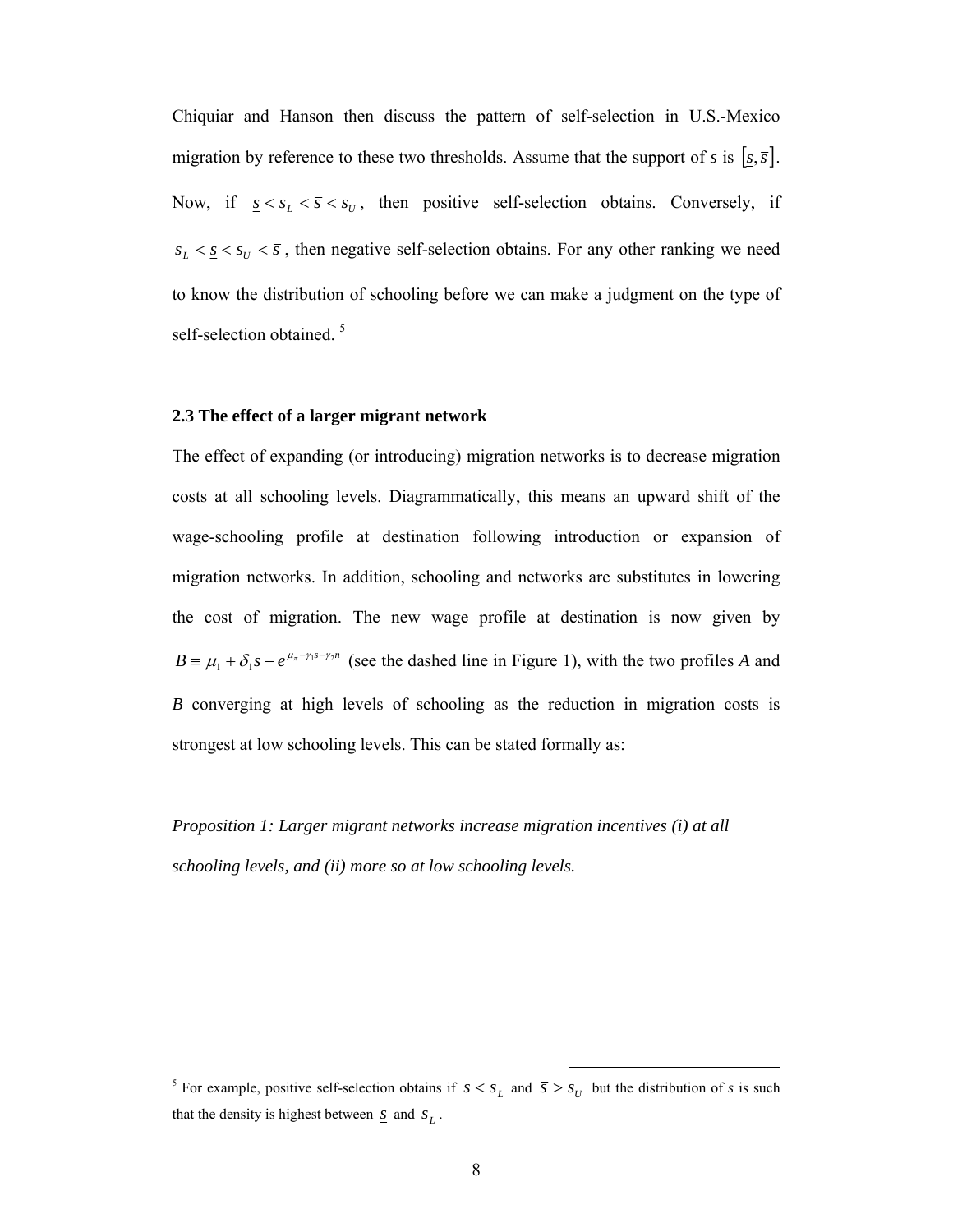Chiquiar and Hanson then discuss the pattern of self-selection in U.S.-Mexico migration by reference to these two thresholds. Assume that the support of $s$ is $[\underline{s}, \overline{s}]$. Now, if $\underline{s} < s_L < \overline{s} < s_U$, then positive self-selection obtains. Conversely, if $s_L < \underline{s} < s_U < \overline{s}$, then negative self-selection obtains. For any other ranking we need to know the distribution of schooling before we can make a judgment on the type of self-selection obtained. [5]

### 2.3 The effect of a larger migrant network

The effect of expanding (or introducing) migration networks is to decrease migration costs at all schooling levels. Diagrammatically, this means an upward shift of the wage-schooling profile at destination following introduction or expansion of migration networks. In addition, schooling and networks are substitutes in lowering the cost of migration. The new wage profile at destination is now given by $B \equiv \mu_1 + \delta_1 s - e^{\mu_\pi - \gamma_1 s - \gamma_2 n}$ (see the dashed line in Figure 1), with the two profiles *A* and *B* converging at high levels of schooling as the reduction in migration costs is strongest at low schooling levels. This can be stated formally as:

*Proposition 1: Larger migrant networks increase migration incentives (i) at all schooling levels, and (ii) more so at low schooling levels.*

---

[5] For example, positive self-selection obtains if $\underline{s} < s_L$ and $\overline{s} > s_U$ but the distribution of $s$ is such that the density is highest between $\underline{s}$ and $s_L$.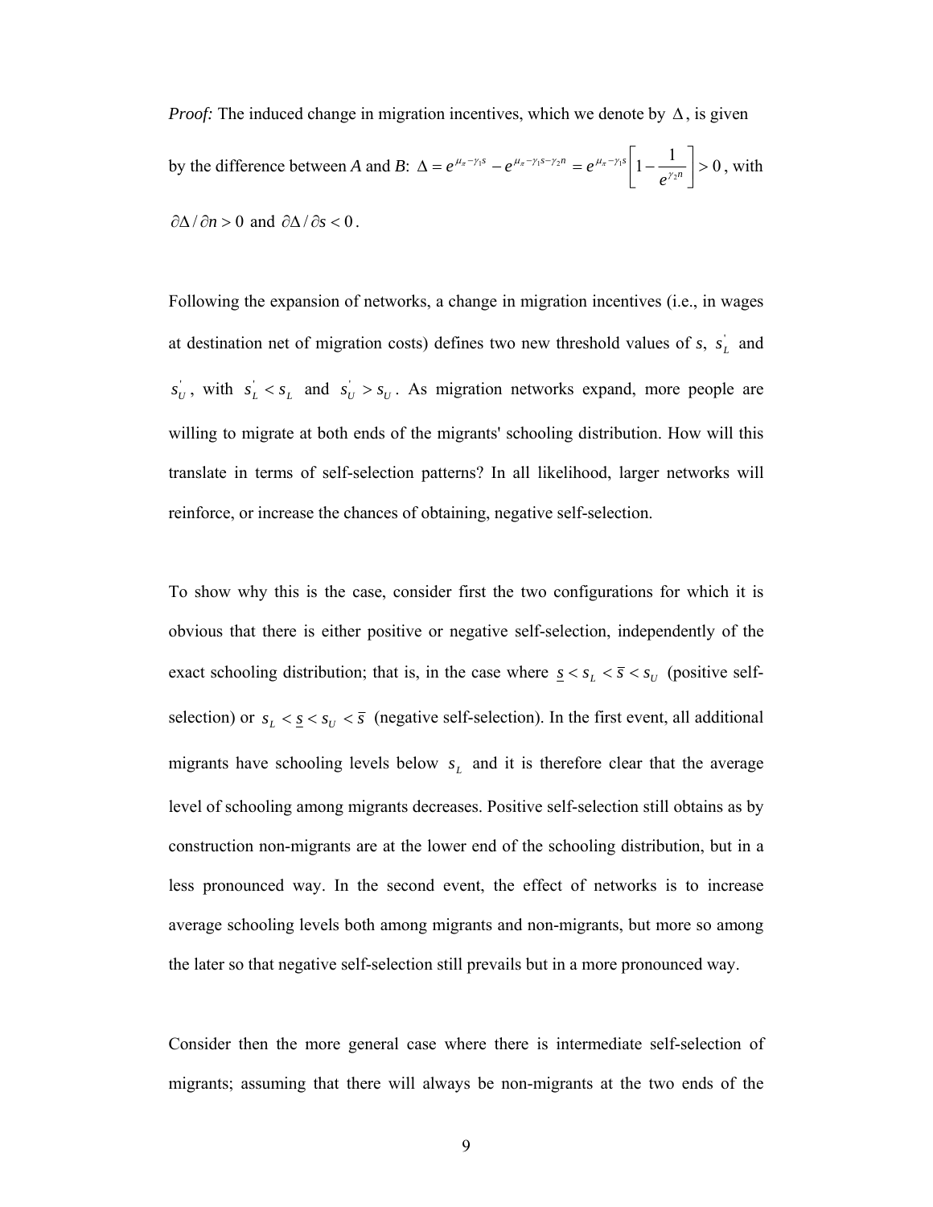*Proof:* The induced change in migration incentives, which we denote by $\Delta$, is given by the difference between *A* and *B*: $\Delta = e^{\mu_\pi - \gamma_1 s} - e^{\mu_\pi - \gamma_1 s - \gamma_2 n} = e^{\mu_\pi - \gamma_1 s}\left[1 - \frac{1}{e^{\gamma_2 n}}\right] > 0$, with $\partial\Delta / \partial n > 0$ and $\partial\Delta / \partial s < 0$.

Following the expansion of networks, a change in migration incentives (i.e., in wages at destination net of migration costs) defines two new threshold values of *s*, $s_L^{'}$ and $s_U^{'}$, with $s_L^{'} < s_L$ and $s_U^{'} > s_U$. As migration networks expand, more people are willing to migrate at both ends of the migrants' schooling distribution. How will this translate in terms of self-selection patterns? In all likelihood, larger networks will reinforce, or increase the chances of obtaining, negative self-selection.

To show why this is the case, consider first the two configurations for which it is obvious that there is either positive or negative self-selection, independently of the exact schooling distribution; that is, in the case where $\underline{s} < s_L < \overline{s} < s_U$ (positive self-selection) or $s_L < \underline{s} < s_U < \overline{s}$ (negative self-selection). In the first event, all additional migrants have schooling levels below $s_L$ and it is therefore clear that the average level of schooling among migrants decreases. Positive self-selection still obtains as by construction non-migrants are at the lower end of the schooling distribution, but in a less pronounced way. In the second event, the effect of networks is to increase average schooling levels both among migrants and non-migrants, but more so among the later so that negative self-selection still prevails but in a more pronounced way.

Consider then the more general case where there is intermediate self-selection of migrants; assuming that there will always be non-migrants at the two ends of the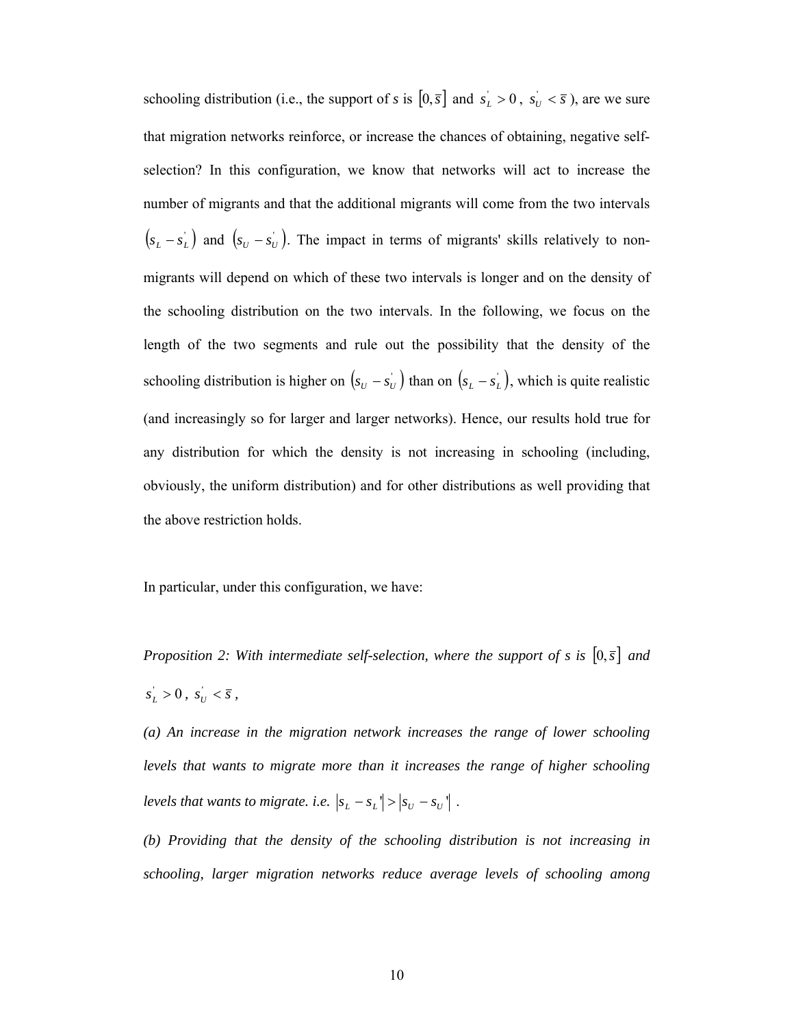schooling distribution (i.e., the support of *s* is $[0,\bar{s}]$ and $s_L^{'} > 0$, $s_U^{'} < \bar{s}$), are we sure that migration networks reinforce, or increase the chances of obtaining, negative self-selection? In this configuration, we know that networks will act to increase the number of migrants and that the additional migrants will come from the two intervals $(s_L - s_L^{'})$ and $(s_U - s_U^{'})$. The impact in terms of migrants' skills relatively to non-migrants will depend on which of these two intervals is longer and on the density of the schooling distribution on the two intervals. In the following, we focus on the length of the two segments and rule out the possibility that the density of the schooling distribution is higher on $(s_U - s_U^{'})$ than on $(s_L - s_L^{'})$, which is quite realistic (and increasingly so for larger and larger networks). Hence, our results hold true for any distribution for which the density is not increasing in schooling (including, obviously, the uniform distribution) and for other distributions as well providing that the above restriction holds.

In particular, under this configuration, we have:

*Proposition 2: With intermediate self-selection, where the support of s is* $[0,\bar{s}]$ *and* $s_L^{'} > 0$, $s_U^{'} < \bar{s}$,

*(a) An increase in the migration network increases the range of lower schooling levels that wants to migrate more than it increases the range of higher schooling levels that wants to migrate. i.e.* $|s_L - s_L{'}| > |s_U - s_U{'}|$ .

*(b) Providing that the density of the schooling distribution is not increasing in schooling, larger migration networks reduce average levels of schooling among*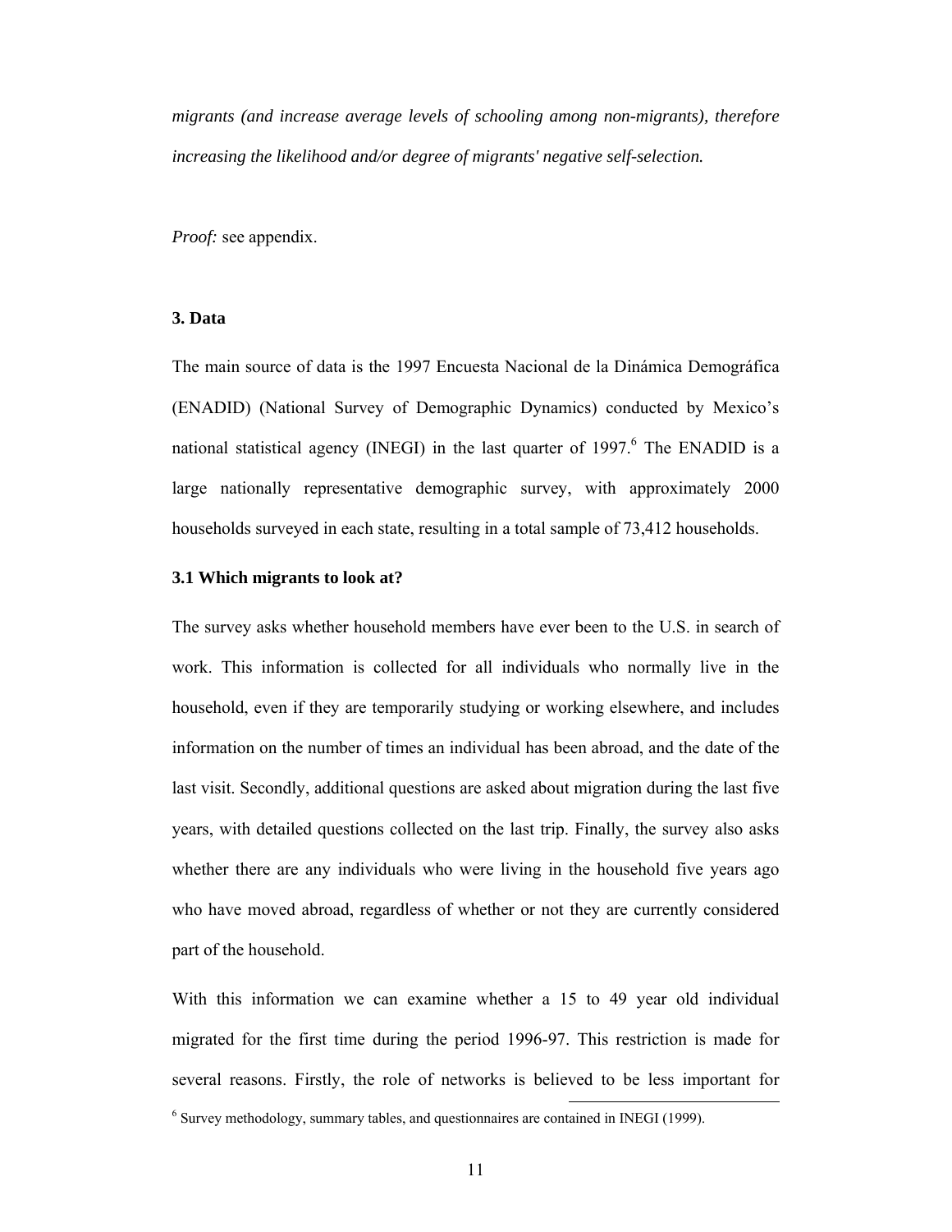*migrants (and increase average levels of schooling among non-migrants), therefore increasing the likelihood and/or degree of migrants' negative self-selection.*

*Proof:* see appendix.

### 3. Data

The main source of data is the 1997 Encuesta Nacional de la Dinámica Demográfica (ENADID) (National Survey of Demographic Dynamics) conducted by Mexico's national statistical agency (INEGI) in the last quarter of 1997.[6] The ENADID is a large nationally representative demographic survey, with approximately 2000 households surveyed in each state, resulting in a total sample of 73,412 households.

#### 3.1 Which migrants to look at?

The survey asks whether household members have ever been to the U.S. in search of work. This information is collected for all individuals who normally live in the household, even if they are temporarily studying or working elsewhere, and includes information on the number of times an individual has been abroad, and the date of the last visit. Secondly, additional questions are asked about migration during the last five years, with detailed questions collected on the last trip. Finally, the survey also asks whether there are any individuals who were living in the household five years ago who have moved abroad, regardless of whether or not they are currently considered part of the household.

With this information we can examine whether a 15 to 49 year old individual migrated for the first time during the period 1996-97. This restriction is made for several reasons. Firstly, the role of networks is believed to be less important for

[6] Survey methodology, summary tables, and questionnaires are contained in INEGI (1999).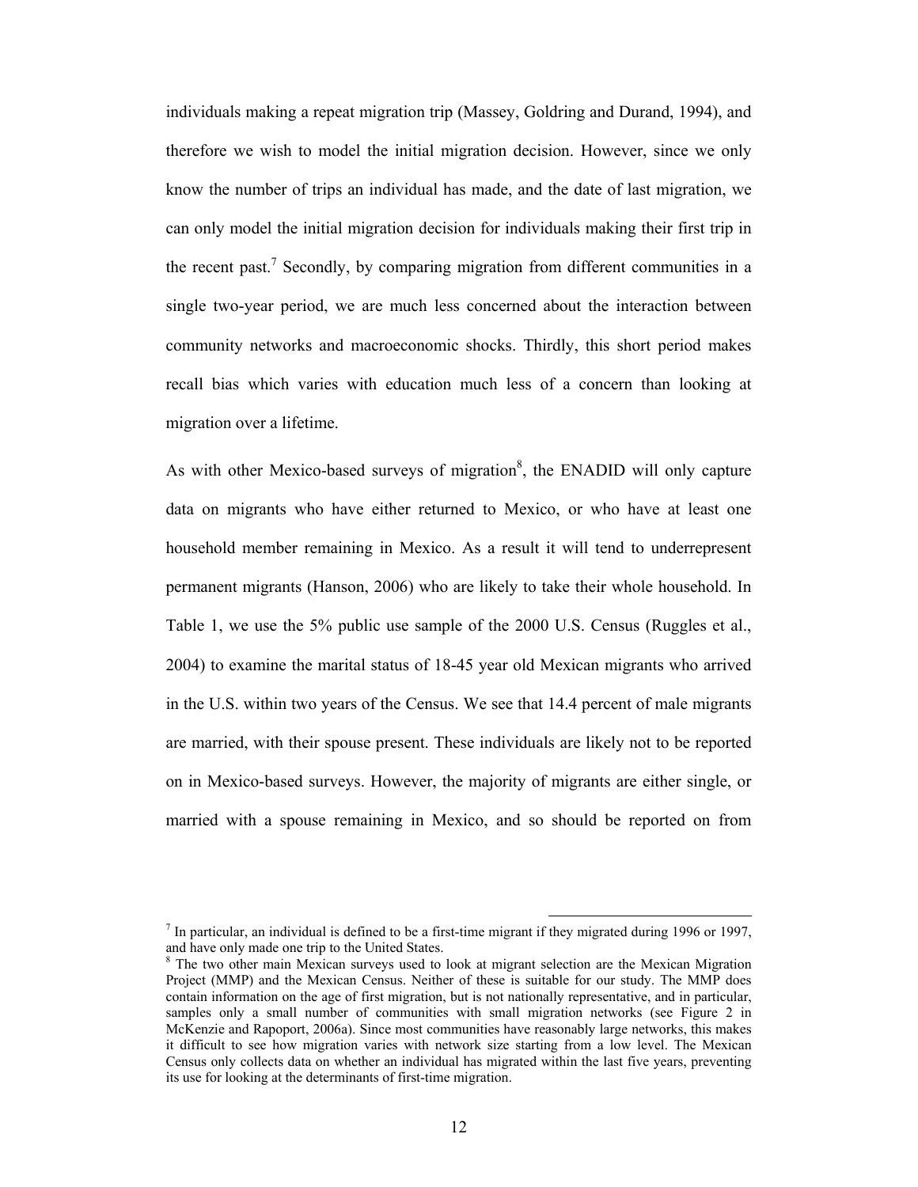individuals making a repeat migration trip (Massey, Goldring and Durand, 1994), and therefore we wish to model the initial migration decision. However, since we only know the number of trips an individual has made, and the date of last migration, we can only model the initial migration decision for individuals making their first trip in the recent past.[7] Secondly, by comparing migration from different communities in a single two-year period, we are much less concerned about the interaction between community networks and macroeconomic shocks. Thirdly, this short period makes recall bias which varies with education much less of a concern than looking at migration over a lifetime.

As with other Mexico-based surveys of migration[8], the ENADID will only capture data on migrants who have either returned to Mexico, or who have at least one household member remaining in Mexico. As a result it will tend to underrepresent permanent migrants (Hanson, 2006) who are likely to take their whole household. In Table 1, we use the 5% public use sample of the 2000 U.S. Census (Ruggles et al., 2004) to examine the marital status of 18-45 year old Mexican migrants who arrived in the U.S. within two years of the Census. We see that 14.4 percent of male migrants are married, with their spouse present. These individuals are likely not to be reported on in Mexico-based surveys. However, the majority of migrants are either single, or married with a spouse remaining in Mexico, and so should be reported on from

[7] In particular, an individual is defined to be a first-time migrant if they migrated during 1996 or 1997, and have only made one trip to the United States.

[8] The two other main Mexican surveys used to look at migrant selection are the Mexican Migration Project (MMP) and the Mexican Census. Neither of these is suitable for our study. The MMP does contain information on the age of first migration, but is not nationally representative, and in particular, samples only a small number of communities with small migration networks (see Figure 2 in McKenzie and Rapoport, 2006a). Since most communities have reasonably large networks, this makes it difficult to see how migration varies with network size starting from a low level. The Mexican Census only collects data on whether an individual has migrated within the last five years, preventing its use for looking at the determinants of first-time migration.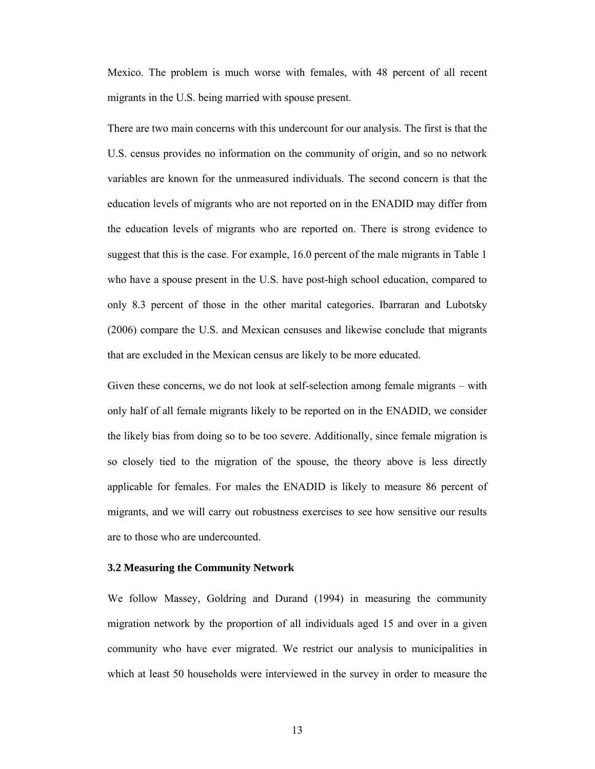Mexico. The problem is much worse with females, with 48 percent of all recent migrants in the U.S. being married with spouse present.

There are two main concerns with this undercount for our analysis. The first is that the U.S. census provides no information on the community of origin, and so no network variables are known for the unmeasured individuals. The second concern is that the education levels of migrants who are not reported on in the ENADID may differ from the education levels of migrants who are reported on. There is strong evidence to suggest that this is the case. For example, 16.0 percent of the male migrants in Table 1 who have a spouse present in the U.S. have post-high school education, compared to only 8.3 percent of those in the other marital categories. Ibarraran and Lubotsky (2006) compare the U.S. and Mexican censuses and likewise conclude that migrants that are excluded in the Mexican census are likely to be more educated.

Given these concerns, we do not look at self-selection among female migrants – with only half of all female migrants likely to be reported on in the ENADID, we consider the likely bias from doing so to be too severe. Additionally, since female migration is so closely tied to the migration of the spouse, the theory above is less directly applicable for females. For males the ENADID is likely to measure 86 percent of migrants, and we will carry out robustness exercises to see how sensitive our results are to those who are undercounted.

### 3.2 Measuring the Community Network

We follow Massey, Goldring and Durand (1994) in measuring the community migration network by the proportion of all individuals aged 15 and over in a given community who have ever migrated. We restrict our analysis to municipalities in which at least 50 households were interviewed in the survey in order to measure the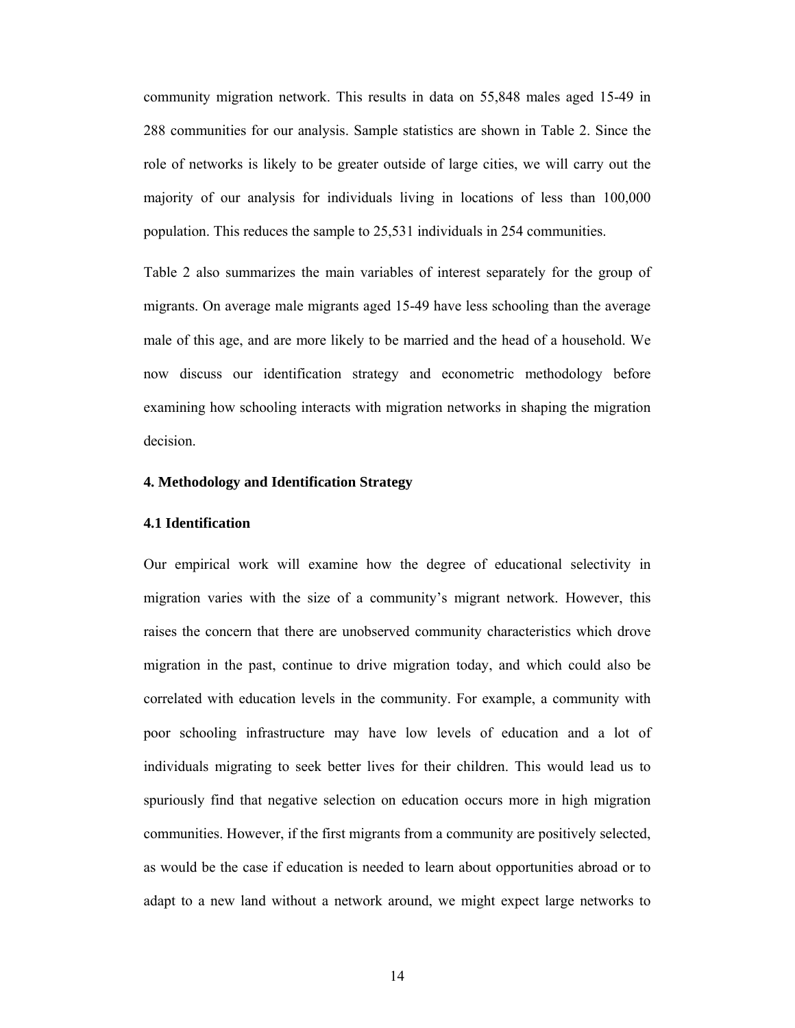community migration network. This results in data on 55,848 males aged 15-49 in 288 communities for our analysis. Sample statistics are shown in Table 2. Since the role of networks is likely to be greater outside of large cities, we will carry out the majority of our analysis for individuals living in locations of less than 100,000 population. This reduces the sample to 25,531 individuals in 254 communities.

Table 2 also summarizes the main variables of interest separately for the group of migrants. On average male migrants aged 15-49 have less schooling than the average male of this age, and are more likely to be married and the head of a household. We now discuss our identification strategy and econometric methodology before examining how schooling interacts with migration networks in shaping the migration decision.

## 4. Methodology and Identification Strategy

### 4.1 Identification

Our empirical work will examine how the degree of educational selectivity in migration varies with the size of a community's migrant network. However, this raises the concern that there are unobserved community characteristics which drove migration in the past, continue to drive migration today, and which could also be correlated with education levels in the community. For example, a community with poor schooling infrastructure may have low levels of education and a lot of individuals migrating to seek better lives for their children. This would lead us to spuriously find that negative selection on education occurs more in high migration communities. However, if the first migrants from a community are positively selected, as would be the case if education is needed to learn about opportunities abroad or to adapt to a new land without a network around, we might expect large networks to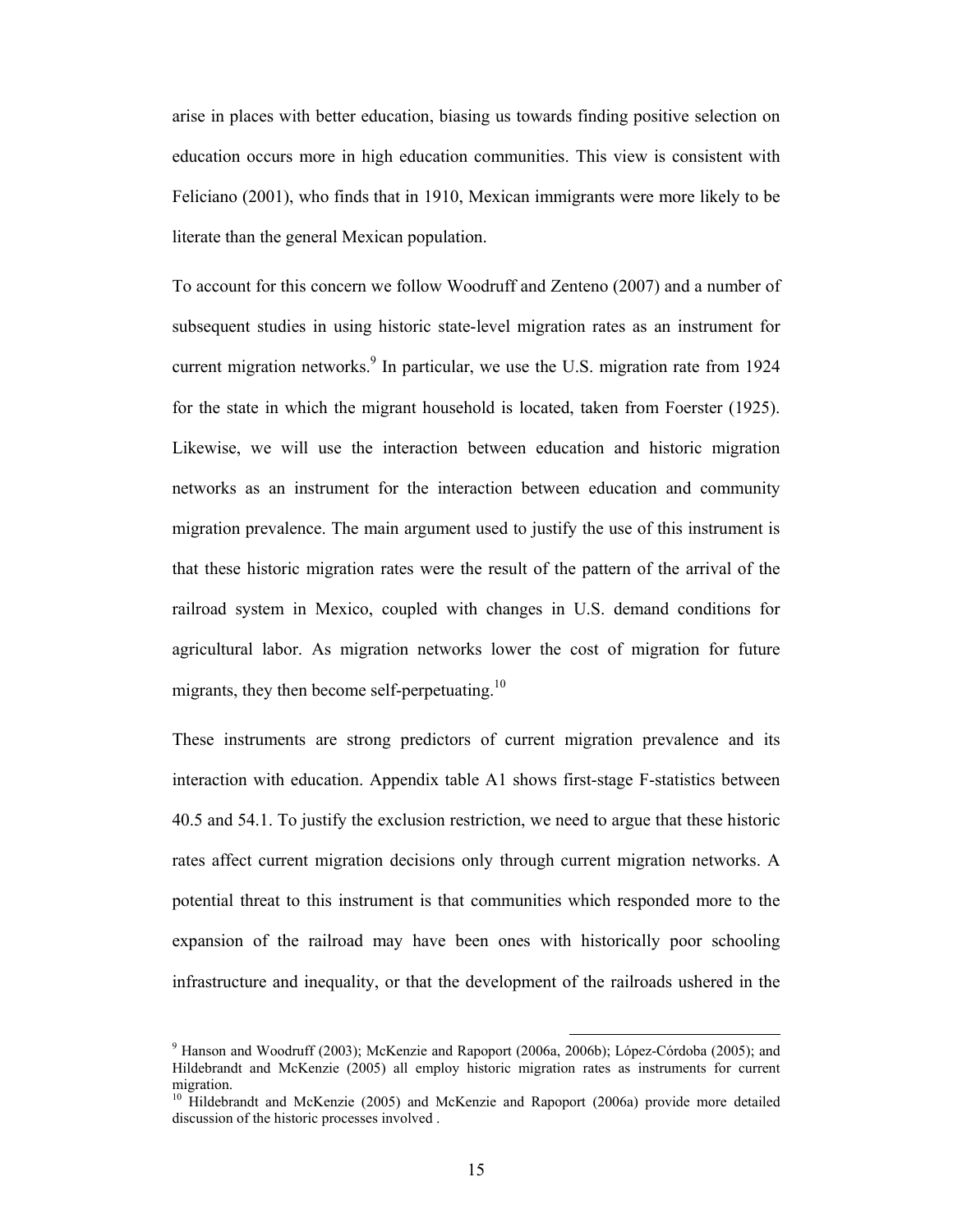arise in places with better education, biasing us towards finding positive selection on education occurs more in high education communities. This view is consistent with Feliciano (2001), who finds that in 1910, Mexican immigrants were more likely to be literate than the general Mexican population.

To account for this concern we follow Woodruff and Zenteno (2007) and a number of subsequent studies in using historic state-level migration rates as an instrument for current migration networks.[9] In particular, we use the U.S. migration rate from 1924 for the state in which the migrant household is located, taken from Foerster (1925). Likewise, we will use the interaction between education and historic migration networks as an instrument for the interaction between education and community migration prevalence. The main argument used to justify the use of this instrument is that these historic migration rates were the result of the pattern of the arrival of the railroad system in Mexico, coupled with changes in U.S. demand conditions for agricultural labor. As migration networks lower the cost of migration for future migrants, they then become self-perpetuating.[10]

These instruments are strong predictors of current migration prevalence and its interaction with education. Appendix table A1 shows first-stage F-statistics between 40.5 and 54.1. To justify the exclusion restriction, we need to argue that these historic rates affect current migration decisions only through current migration networks. A potential threat to this instrument is that communities which responded more to the expansion of the railroad may have been ones with historically poor schooling infrastructure and inequality, or that the development of the railroads ushered in the

[9] Hanson and Woodruff (2003); McKenzie and Rapoport (2006a, 2006b); López-Córdoba (2005); and Hildebrandt and McKenzie (2005) all employ historic migration rates as instruments for current migration.

[10] Hildebrandt and McKenzie (2005) and McKenzie and Rapoport (2006a) provide more detailed discussion of the historic processes involved .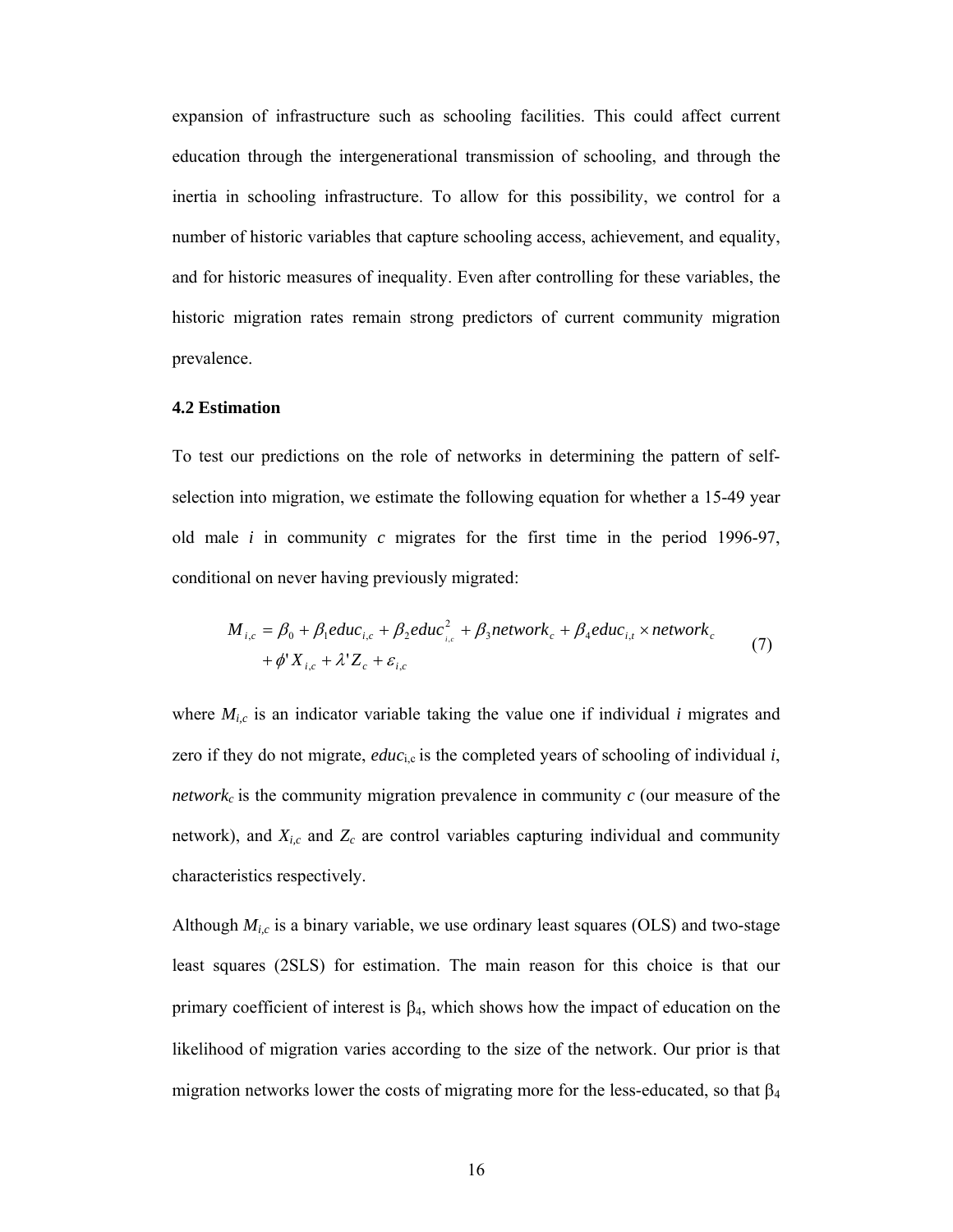expansion of infrastructure such as schooling facilities. This could affect current education through the intergenerational transmission of schooling, and through the inertia in schooling infrastructure. To allow for this possibility, we control for a number of historic variables that capture schooling access, achievement, and equality, and for historic measures of inequality. Even after controlling for these variables, the historic migration rates remain strong predictors of current community migration prevalence.

### 4.2 Estimation

To test our predictions on the role of networks in determining the pattern of self-selection into migration, we estimate the following equation for whether a 15-49 year old male *i* in community *c* migrates for the first time in the period 1996-97, conditional on never having previously migrated:

$$M_{i,c} = \beta_0 + \beta_1 educ_{i,c} + \beta_2 educ^2_{i,c} + \beta_3 network_c + \beta_4 educ_{i,t} \times network_c + \phi' X_{i,c} + \lambda' Z_c + \varepsilon_{i,c} \tag{7}$$

where $M_{i,c}$ is an indicator variable taking the value one if individual *i* migrates and zero if they do not migrate, $educ_{i,c}$ is the completed years of schooling of individual *i*, $network_c$ is the community migration prevalence in community *c* (our measure of the network), and $X_{i,c}$ and $Z_c$ are control variables capturing individual and community characteristics respectively.

Although $M_{i,c}$ is a binary variable, we use ordinary least squares (OLS) and two-stage least squares (2SLS) for estimation. The main reason for this choice is that our primary coefficient of interest is $\beta_4$, which shows how the impact of education on the likelihood of migration varies according to the size of the network. Our prior is that migration networks lower the costs of migrating more for the less-educated, so that $\beta_4$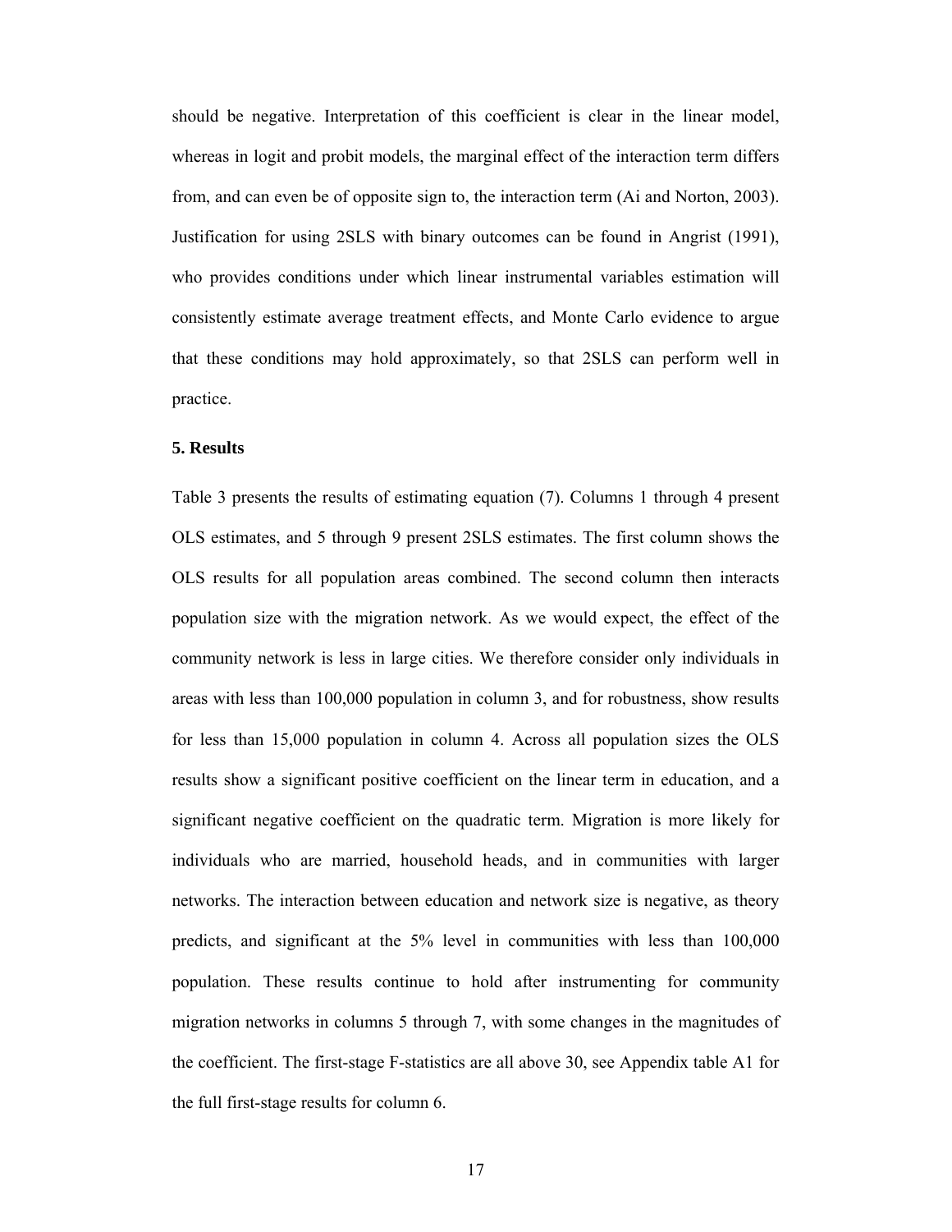should be negative. Interpretation of this coefficient is clear in the linear model, whereas in logit and probit models, the marginal effect of the interaction term differs from, and can even be of opposite sign to, the interaction term (Ai and Norton, 2003). Justification for using 2SLS with binary outcomes can be found in Angrist (1991), who provides conditions under which linear instrumental variables estimation will consistently estimate average treatment effects, and Monte Carlo evidence to argue that these conditions may hold approximately, so that 2SLS can perform well in practice.

**5. Results**

Table 3 presents the results of estimating equation (7). Columns 1 through 4 present OLS estimates, and 5 through 9 present 2SLS estimates. The first column shows the OLS results for all population areas combined. The second column then interacts population size with the migration network. As we would expect, the effect of the community network is less in large cities. We therefore consider only individuals in areas with less than 100,000 population in column 3, and for robustness, show results for less than 15,000 population in column 4. Across all population sizes the OLS results show a significant positive coefficient on the linear term in education, and a significant negative coefficient on the quadratic term. Migration is more likely for individuals who are married, household heads, and in communities with larger networks. The interaction between education and network size is negative, as theory predicts, and significant at the 5% level in communities with less than 100,000 population. These results continue to hold after instrumenting for community migration networks in columns 5 through 7, with some changes in the magnitudes of the coefficient. The first-stage F-statistics are all above 30, see Appendix table A1 for the full first-stage results for column 6.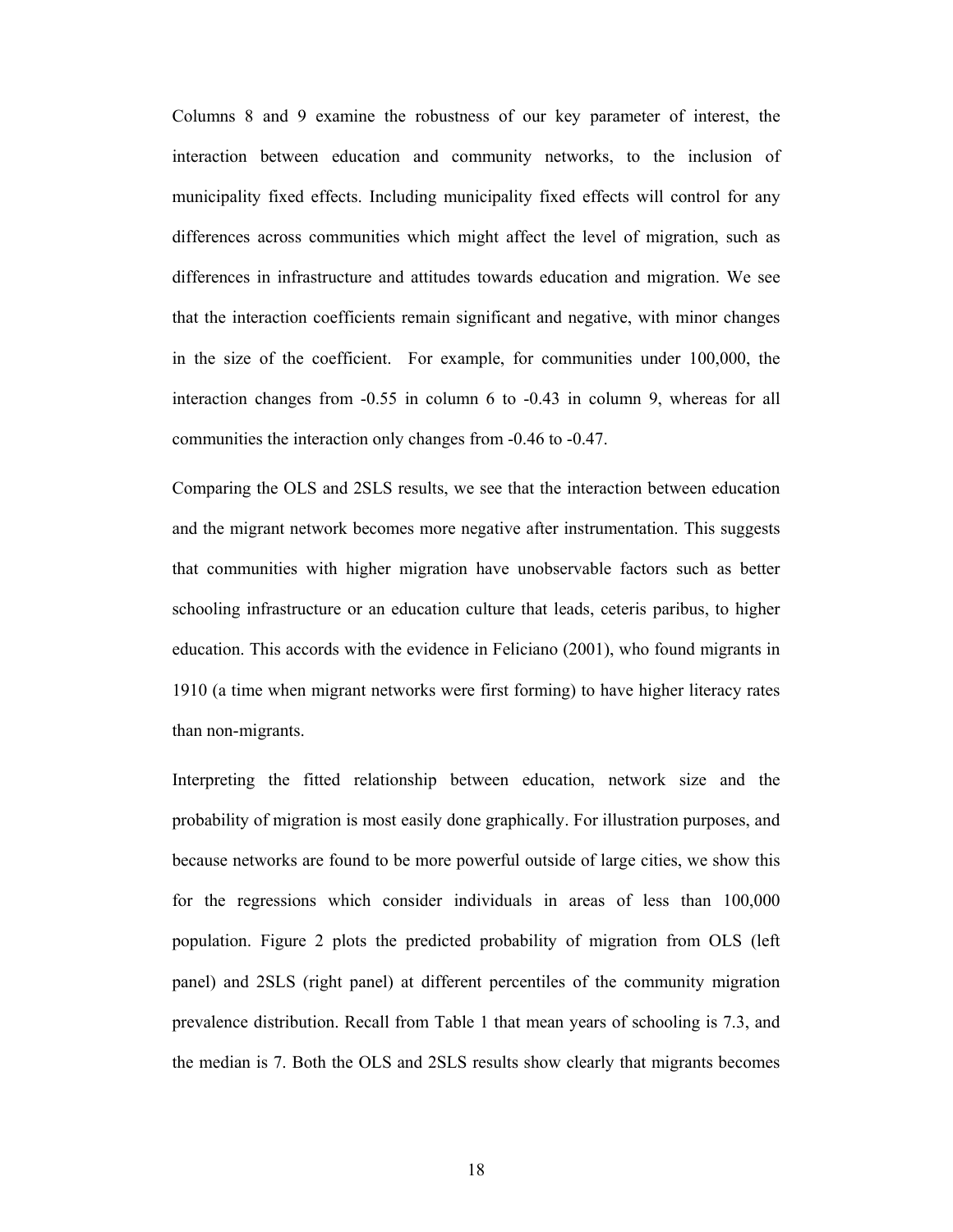Columns 8 and 9 examine the robustness of our key parameter of interest, the interaction between education and community networks, to the inclusion of municipality fixed effects. Including municipality fixed effects will control for any differences across communities which might affect the level of migration, such as differences in infrastructure and attitudes towards education and migration. We see that the interaction coefficients remain significant and negative, with minor changes in the size of the coefficient. For example, for communities under 100,000, the interaction changes from -0.55 in column 6 to -0.43 in column 9, whereas for all communities the interaction only changes from -0.46 to -0.47.

Comparing the OLS and 2SLS results, we see that the interaction between education and the migrant network becomes more negative after instrumentation. This suggests that communities with higher migration have unobservable factors such as better schooling infrastructure or an education culture that leads, ceteris paribus, to higher education. This accords with the evidence in Feliciano (2001), who found migrants in 1910 (a time when migrant networks were first forming) to have higher literacy rates than non-migrants.

Interpreting the fitted relationship between education, network size and the probability of migration is most easily done graphically. For illustration purposes, and because networks are found to be more powerful outside of large cities, we show this for the regressions which consider individuals in areas of less than 100,000 population. Figure 2 plots the predicted probability of migration from OLS (left panel) and 2SLS (right panel) at different percentiles of the community migration prevalence distribution. Recall from Table 1 that mean years of schooling is 7.3, and the median is 7. Both the OLS and 2SLS results show clearly that migrants becomes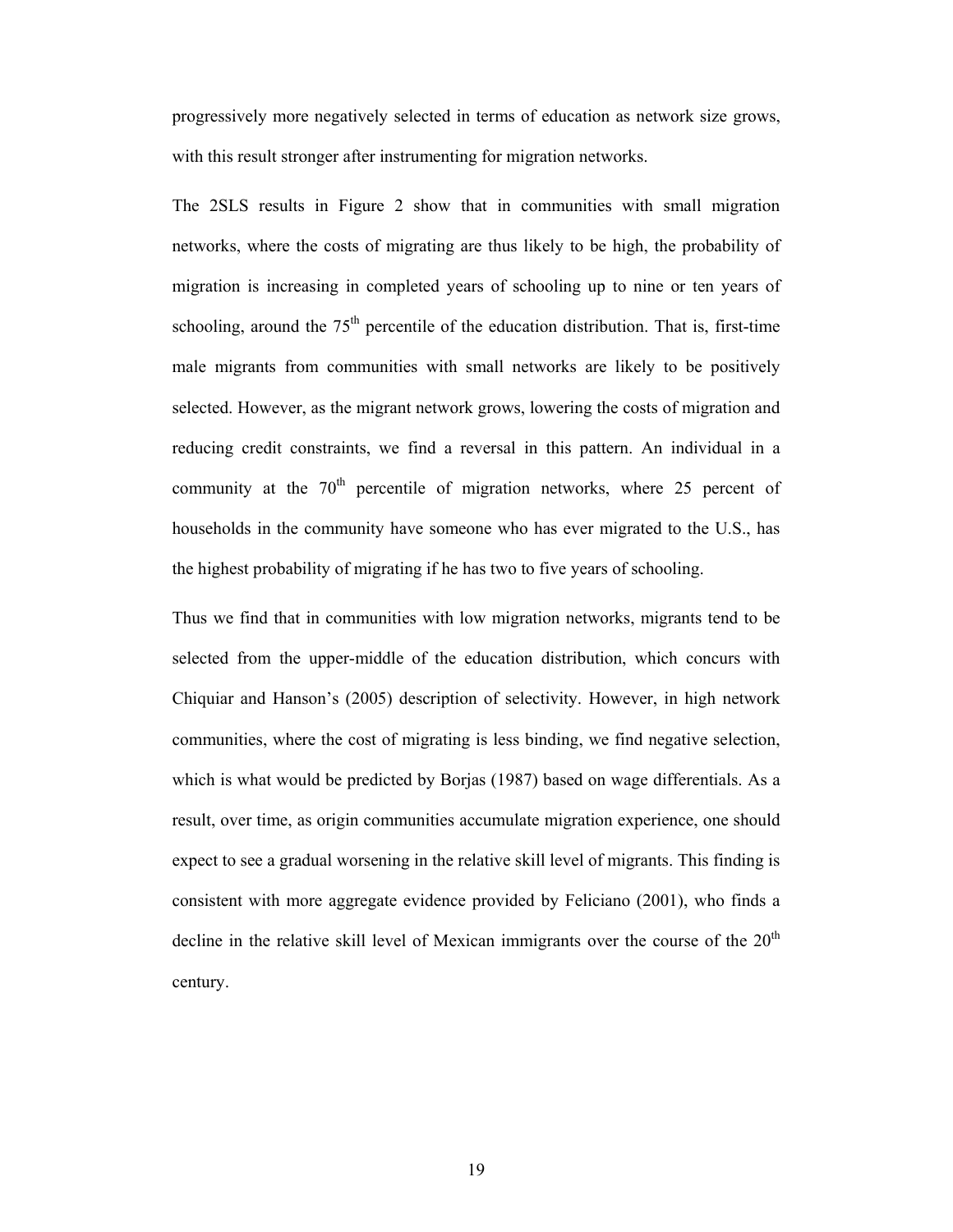progressively more negatively selected in terms of education as network size grows, with this result stronger after instrumenting for migration networks.

The 2SLS results in Figure 2 show that in communities with small migration networks, where the costs of migrating are thus likely to be high, the probability of migration is increasing in completed years of schooling up to nine or ten years of schooling, around the 75th percentile of the education distribution. That is, first-time male migrants from communities with small networks are likely to be positively selected. However, as the migrant network grows, lowering the costs of migration and reducing credit constraints, we find a reversal in this pattern. An individual in a community at the 70th percentile of migration networks, where 25 percent of households in the community have someone who has ever migrated to the U.S., has the highest probability of migrating if he has two to five years of schooling.

Thus we find that in communities with low migration networks, migrants tend to be selected from the upper-middle of the education distribution, which concurs with Chiquiar and Hanson's (2005) description of selectivity. However, in high network communities, where the cost of migrating is less binding, we find negative selection, which is what would be predicted by Borjas (1987) based on wage differentials. As a result, over time, as origin communities accumulate migration experience, one should expect to see a gradual worsening in the relative skill level of migrants. This finding is consistent with more aggregate evidence provided by Feliciano (2001), who finds a decline in the relative skill level of Mexican immigrants over the course of the 20th century.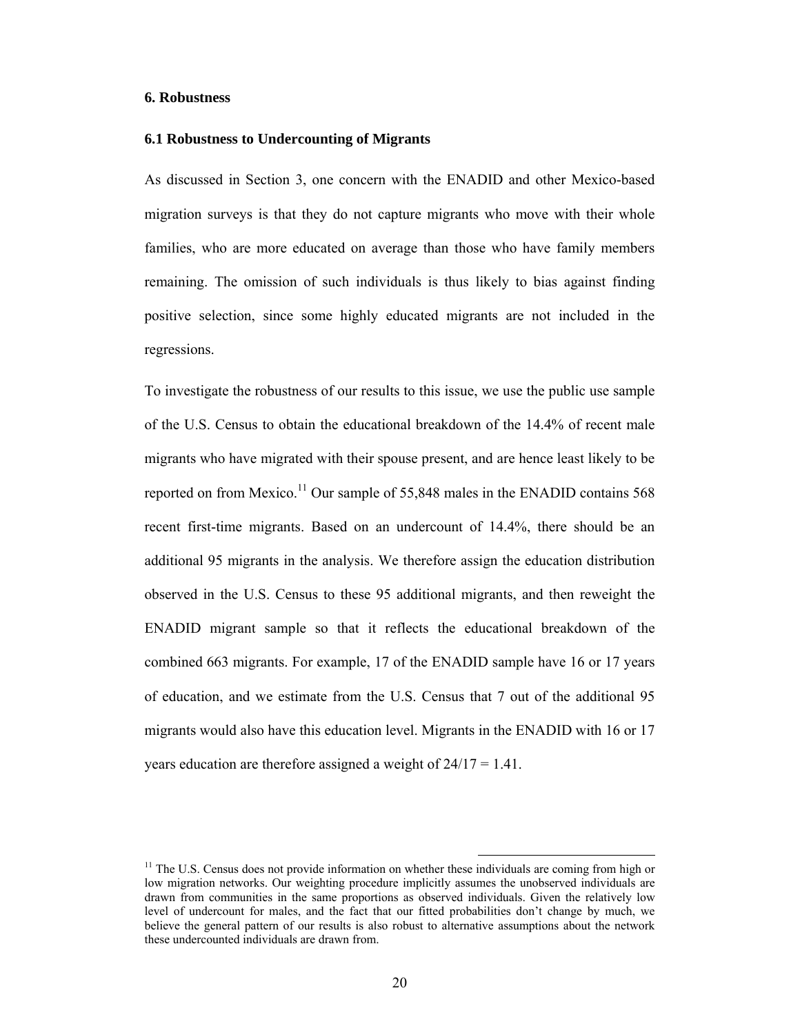## 6. Robustness

### 6.1 Robustness to Undercounting of Migrants

As discussed in Section 3, one concern with the ENADID and other Mexico-based migration surveys is that they do not capture migrants who move with their whole families, who are more educated on average than those who have family members remaining. The omission of such individuals is thus likely to bias against finding positive selection, since some highly educated migrants are not included in the regressions.

To investigate the robustness of our results to this issue, we use the public use sample of the U.S. Census to obtain the educational breakdown of the 14.4% of recent male migrants who have migrated with their spouse present, and are hence least likely to be reported on from Mexico.[11] Our sample of 55,848 males in the ENADID contains 568 recent first-time migrants. Based on an undercount of 14.4%, there should be an additional 95 migrants in the analysis. We therefore assign the education distribution observed in the U.S. Census to these 95 additional migrants, and then reweight the ENADID migrant sample so that it reflects the educational breakdown of the combined 663 migrants. For example, 17 of the ENADID sample have 16 or 17 years of education, and we estimate from the U.S. Census that 7 out of the additional 95 migrants would also have this education level. Migrants in the ENADID with 16 or 17 years education are therefore assigned a weight of 24/17 = 1.41.

[11] The U.S. Census does not provide information on whether these individuals are coming from high or low migration networks. Our weighting procedure implicitly assumes the unobserved individuals are drawn from communities in the same proportions as observed individuals. Given the relatively low level of undercount for males, and the fact that our fitted probabilities don't change by much, we believe the general pattern of our results is also robust to alternative assumptions about the network these undercounted individuals are drawn from.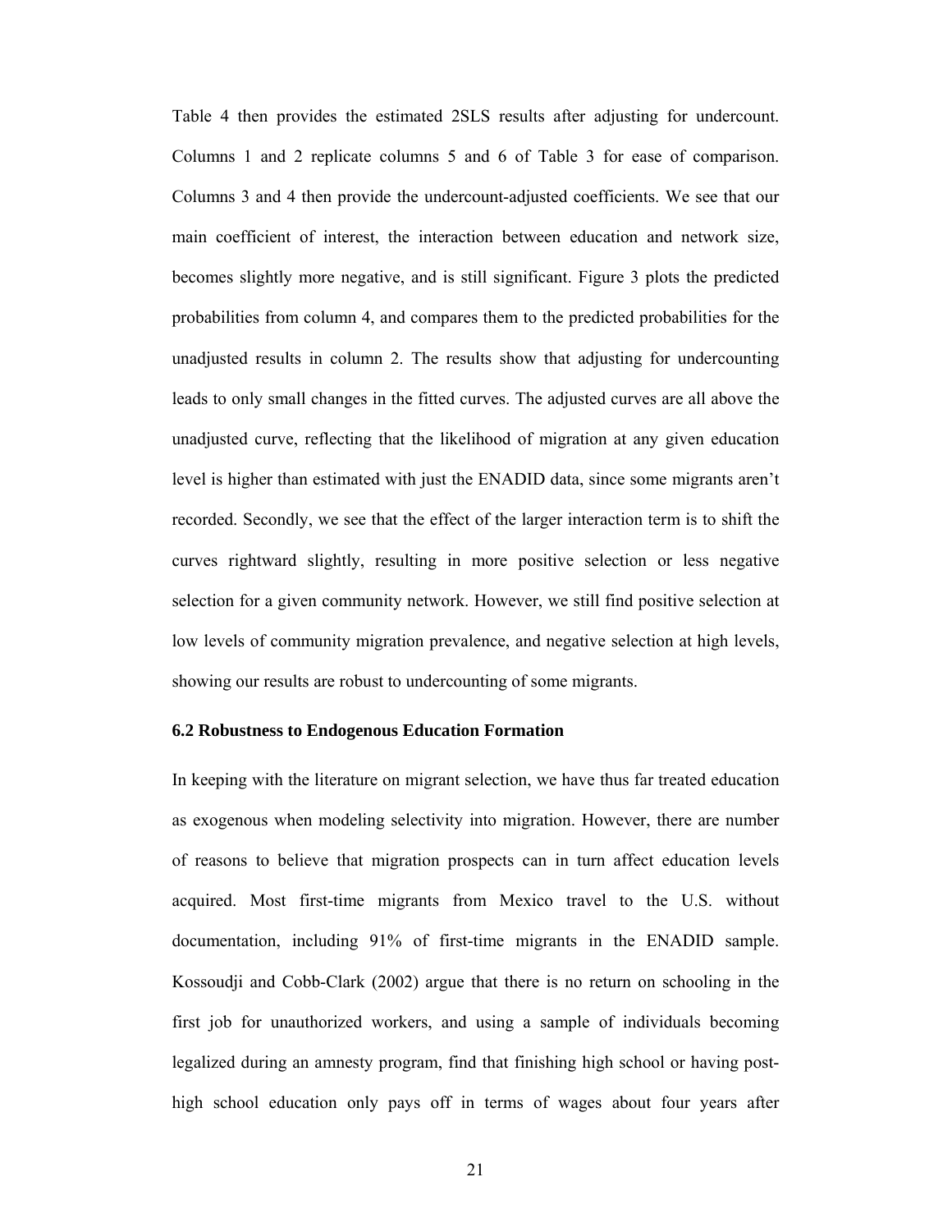Table 4 then provides the estimated 2SLS results after adjusting for undercount. Columns 1 and 2 replicate columns 5 and 6 of Table 3 for ease of comparison. Columns 3 and 4 then provide the undercount-adjusted coefficients. We see that our main coefficient of interest, the interaction between education and network size, becomes slightly more negative, and is still significant. Figure 3 plots the predicted probabilities from column 4, and compares them to the predicted probabilities for the unadjusted results in column 2. The results show that adjusting for undercounting leads to only small changes in the fitted curves. The adjusted curves are all above the unadjusted curve, reflecting that the likelihood of migration at any given education level is higher than estimated with just the ENADID data, since some migrants aren't recorded. Secondly, we see that the effect of the larger interaction term is to shift the curves rightward slightly, resulting in more positive selection or less negative selection for a given community network. However, we still find positive selection at low levels of community migration prevalence, and negative selection at high levels, showing our results are robust to undercounting of some migrants.

### 6.2 Robustness to Endogenous Education Formation

In keeping with the literature on migrant selection, we have thus far treated education as exogenous when modeling selectivity into migration. However, there are number of reasons to believe that migration prospects can in turn affect education levels acquired. Most first-time migrants from Mexico travel to the U.S. without documentation, including 91% of first-time migrants in the ENADID sample. Kossoudji and Cobb-Clark (2002) argue that there is no return on schooling in the first job for unauthorized workers, and using a sample of individuals becoming legalized during an amnesty program, find that finishing high school or having post-high school education only pays off in terms of wages about four years after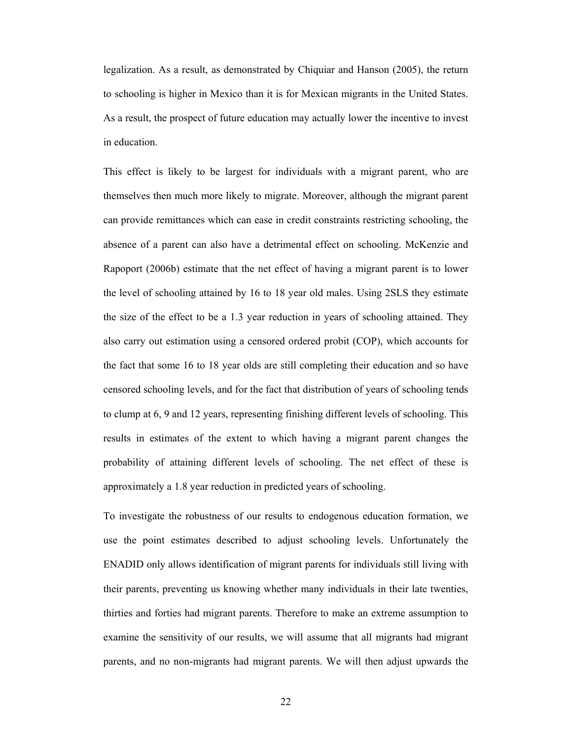legalization. As a result, as demonstrated by Chiquiar and Hanson (2005), the return to schooling is higher in Mexico than it is for Mexican migrants in the United States. As a result, the prospect of future education may actually lower the incentive to invest in education.

This effect is likely to be largest for individuals with a migrant parent, who are themselves then much more likely to migrate. Moreover, although the migrant parent can provide remittances which can ease in credit constraints restricting schooling, the absence of a parent can also have a detrimental effect on schooling. McKenzie and Rapoport (2006b) estimate that the net effect of having a migrant parent is to lower the level of schooling attained by 16 to 18 year old males. Using 2SLS they estimate the size of the effect to be a 1.3 year reduction in years of schooling attained. They also carry out estimation using a censored ordered probit (COP), which accounts for the fact that some 16 to 18 year olds are still completing their education and so have censored schooling levels, and for the fact that distribution of years of schooling tends to clump at 6, 9 and 12 years, representing finishing different levels of schooling. This results in estimates of the extent to which having a migrant parent changes the probability of attaining different levels of schooling. The net effect of these is approximately a 1.8 year reduction in predicted years of schooling.

To investigate the robustness of our results to endogenous education formation, we use the point estimates described to adjust schooling levels. Unfortunately the ENADID only allows identification of migrant parents for individuals still living with their parents, preventing us knowing whether many individuals in their late twenties, thirties and forties had migrant parents. Therefore to make an extreme assumption to examine the sensitivity of our results, we will assume that all migrants had migrant parents, and no non-migrants had migrant parents. We will then adjust upwards the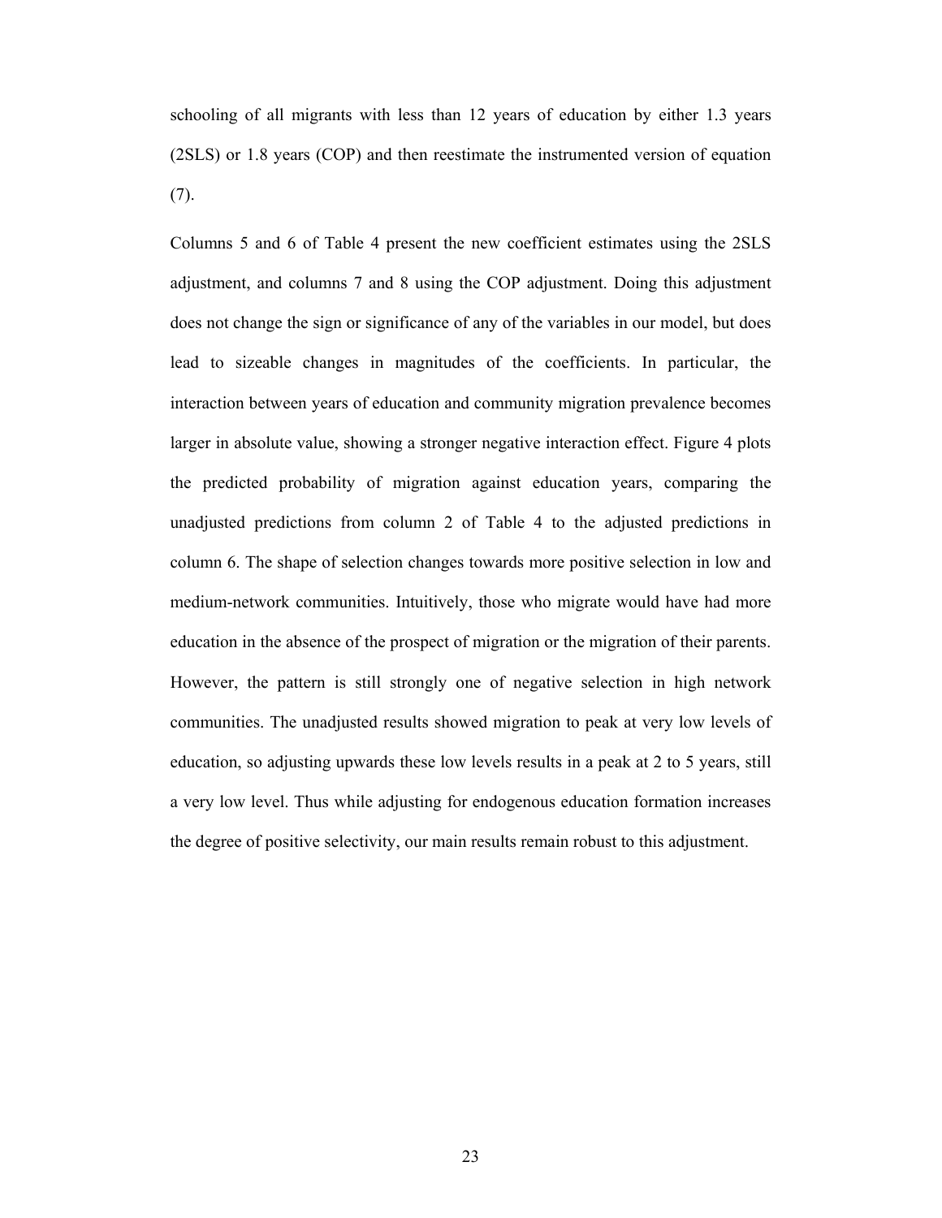schooling of all migrants with less than 12 years of education by either 1.3 years (2SLS) or 1.8 years (COP) and then reestimate the instrumented version of equation (7).

Columns 5 and 6 of Table 4 present the new coefficient estimates using the 2SLS adjustment, and columns 7 and 8 using the COP adjustment. Doing this adjustment does not change the sign or significance of any of the variables in our model, but does lead to sizeable changes in magnitudes of the coefficients. In particular, the interaction between years of education and community migration prevalence becomes larger in absolute value, showing a stronger negative interaction effect. Figure 4 plots the predicted probability of migration against education years, comparing the unadjusted predictions from column 2 of Table 4 to the adjusted predictions in column 6. The shape of selection changes towards more positive selection in low and medium-network communities. Intuitively, those who migrate would have had more education in the absence of the prospect of migration or the migration of their parents. However, the pattern is still strongly one of negative selection in high network communities. The unadjusted results showed migration to peak at very low levels of education, so adjusting upwards these low levels results in a peak at 2 to 5 years, still a very low level. Thus while adjusting for endogenous education formation increases the degree of positive selectivity, our main results remain robust to this adjustment.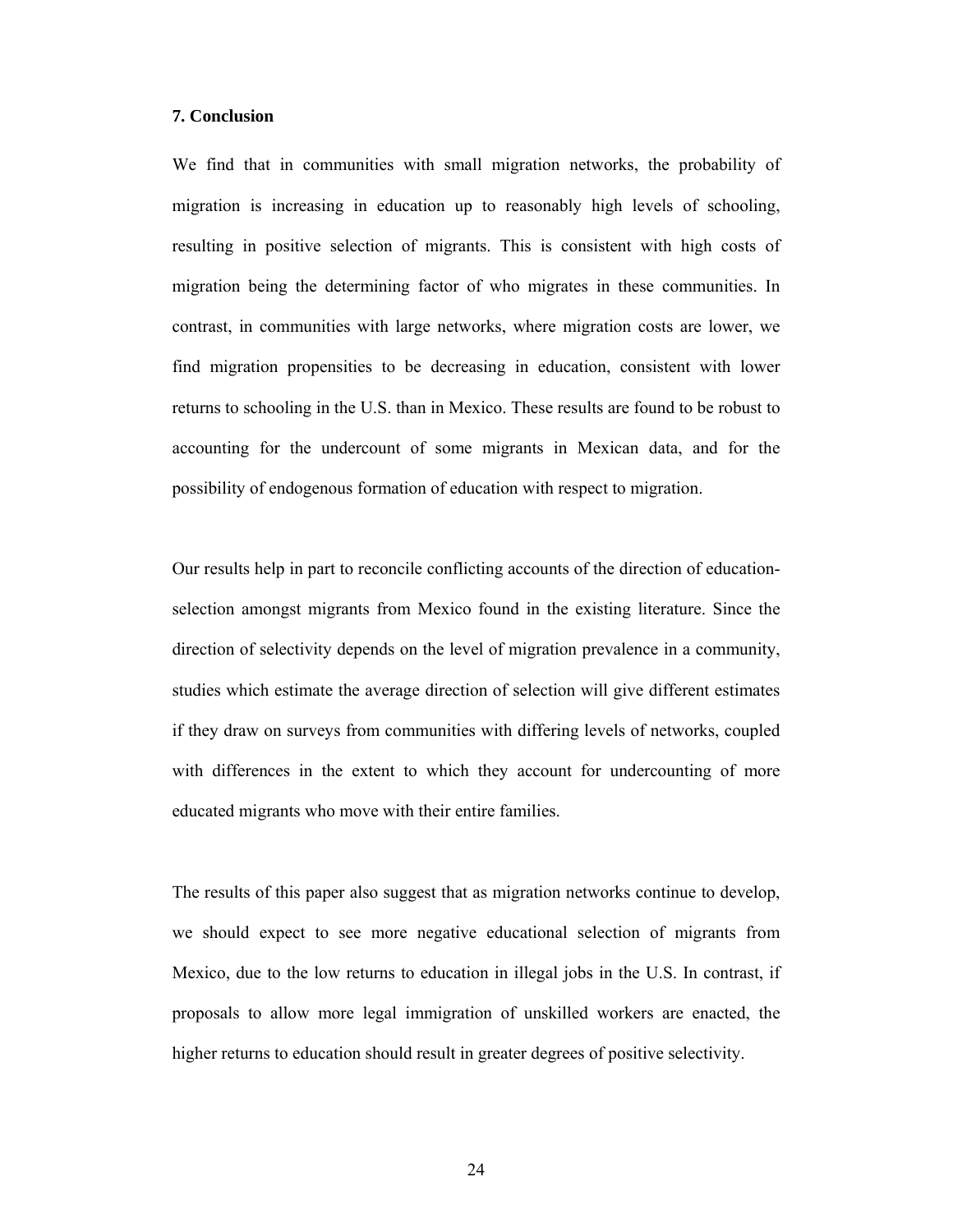## 7. Conclusion

We find that in communities with small migration networks, the probability of migration is increasing in education up to reasonably high levels of schooling, resulting in positive selection of migrants. This is consistent with high costs of migration being the determining factor of who migrates in these communities. In contrast, in communities with large networks, where migration costs are lower, we find migration propensities to be decreasing in education, consistent with lower returns to schooling in the U.S. than in Mexico. These results are found to be robust to accounting for the undercount of some migrants in Mexican data, and for the possibility of endogenous formation of education with respect to migration.

Our results help in part to reconcile conflicting accounts of the direction of education-selection amongst migrants from Mexico found in the existing literature. Since the direction of selectivity depends on the level of migration prevalence in a community, studies which estimate the average direction of selection will give different estimates if they draw on surveys from communities with differing levels of networks, coupled with differences in the extent to which they account for undercounting of more educated migrants who move with their entire families.

The results of this paper also suggest that as migration networks continue to develop, we should expect to see more negative educational selection of migrants from Mexico, due to the low returns to education in illegal jobs in the U.S. In contrast, if proposals to allow more legal immigration of unskilled workers are enacted, the higher returns to education should result in greater degrees of positive selectivity.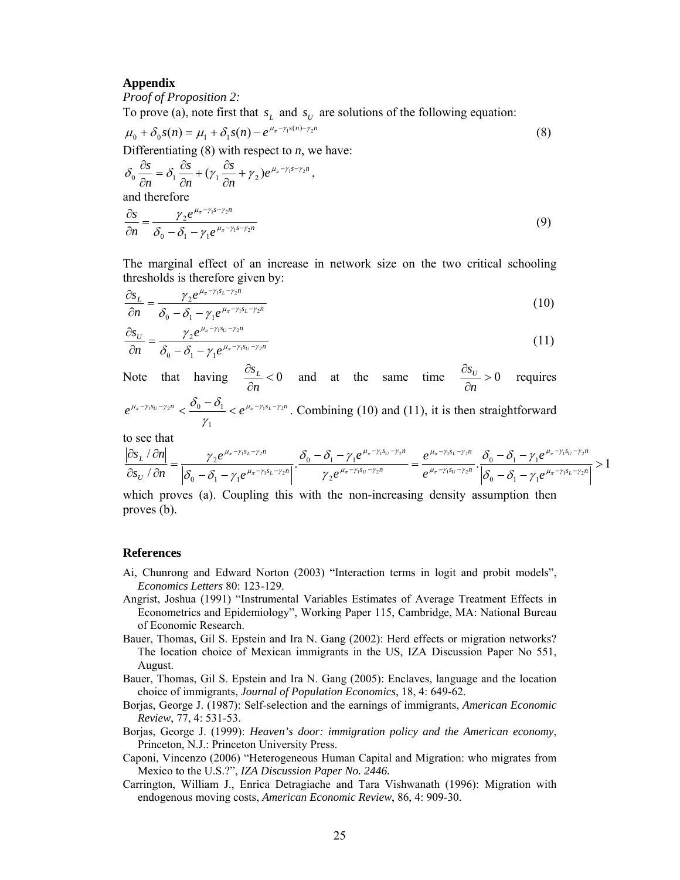## Appendix

*Proof of Proposition 2:*

To prove (a), note first that $s_L$ and $s_U$ are solutions of the following equation:

$$\mu_0 + \delta_0 s(n) = \mu_1 + \delta_1 s(n) - e^{\mu_\pi - \gamma_1 s(n) - \gamma_2 n} \tag{8}$$

Differentiating (8) with respect to *n*, we have:

$$\delta_0 \frac{\partial s}{\partial n} = \delta_1 \frac{\partial s}{\partial n} + (\gamma_1 \frac{\partial s}{\partial n} + \gamma_2) e^{\mu_\pi - \gamma_1 s - \gamma_2 n},$$

and therefore

$$\frac{\partial s}{\partial n} = \frac{\gamma_2 e^{\mu_\pi - \gamma_1 s - \gamma_2 n}}{\delta_0 - \delta_1 - \gamma_1 e^{\mu_\pi - \gamma_1 s - \gamma_2 n}} \tag{9}$$

The marginal effect of an increase in network size on the two critical schooling thresholds is therefore given by:

$$\frac{\partial s_L}{\partial n} = \frac{\gamma_2 e^{\mu_\pi - \gamma_1 s_L - \gamma_2 n}}{\delta_0 - \delta_1 - \gamma_1 e^{\mu_\pi - \gamma_1 s_L - \gamma_2 n}} \tag{10}$$

$$\frac{\partial s_U}{\partial n} = \frac{\gamma_2 e^{\mu_\pi - \gamma_1 s_U - \gamma_2 n}}{\delta_0 - \delta_1 - \gamma_1 e^{\mu_\pi - \gamma_1 s_U - \gamma_2 n}} \tag{11}$$

Note that having $\frac{\partial s_L}{\partial n} < 0$ and at the same time $\frac{\partial s_U}{\partial n} > 0$ requires $e^{\mu_\pi - \gamma_1 s_U - \gamma_2 n} < \frac{\delta_0 - \delta_1}{\gamma_1} < e^{\mu_\pi - \gamma_1 s_L - \gamma_2 n}$. Combining (10) and (11), it is then straightforward to see that

$$\frac{\left|\partial s_L / \partial n\right|}{\partial s_U / \partial n} = \frac{\gamma_2 e^{\mu_\pi - \gamma_1 s_L - \gamma_2 n}}{\left|\delta_0 - \delta_1 - \gamma_1 e^{\mu_\pi - \gamma_1 s_L - \gamma_2 n}\right|} \cdot \frac{\delta_0 - \delta_1 - \gamma_1 e^{\mu_\pi - \gamma_1 s_U - \gamma_2 n}}{\gamma_2 e^{\mu_\pi - \gamma_1 s_U - \gamma_2 n}} = \frac{e^{\mu_\pi - \gamma_1 s_L - \gamma_2 n}}{e^{\mu_\pi - \gamma_1 s_U - \gamma_2 n}} \cdot \frac{\delta_0 - \delta_1 - \gamma_1 e^{\mu_\pi - \gamma_1 s_U - \gamma_2 n}}{\left|\delta_0 - \delta_1 - \gamma_1 e^{\mu_\pi - \gamma_1 s_L - \gamma_2 n}\right|} > 1$$

which proves (a). Coupling this with the non-increasing density assumption then proves (b).

## References

Ai, Chunrong and Edward Norton (2003) "Interaction terms in logit and probit models", *Economics Letters* 80: 123-129.

Angrist, Joshua (1991) "Instrumental Variables Estimates of Average Treatment Effects in Econometrics and Epidemiology", Working Paper 115, Cambridge, MA: National Bureau of Economic Research.

Bauer, Thomas, Gil S. Epstein and Ira N. Gang (2002): Herd effects or migration networks? The location choice of Mexican immigrants in the US, IZA Discussion Paper No 551, August.

Bauer, Thomas, Gil S. Epstein and Ira N. Gang (2005): Enclaves, language and the location choice of immigrants, *Journal of Population Economics*, 18, 4: 649-62.

Borjas, George J. (1987): Self-selection and the earnings of immigrants, *American Economic Review*, 77, 4: 531-53.

Borjas, George J. (1999): *Heaven's door: immigration policy and the American economy*, Princeton, N.J.: Princeton University Press.

Caponi, Vincenzo (2006) "Heterogeneous Human Capital and Migration: who migrates from Mexico to the U.S.?", *IZA Discussion Paper No. 2446.*

Carrington, William J., Enrica Detragiache and Tara Vishwanath (1996): Migration with endogenous moving costs, *American Economic Review*, 86, 4: 909-30.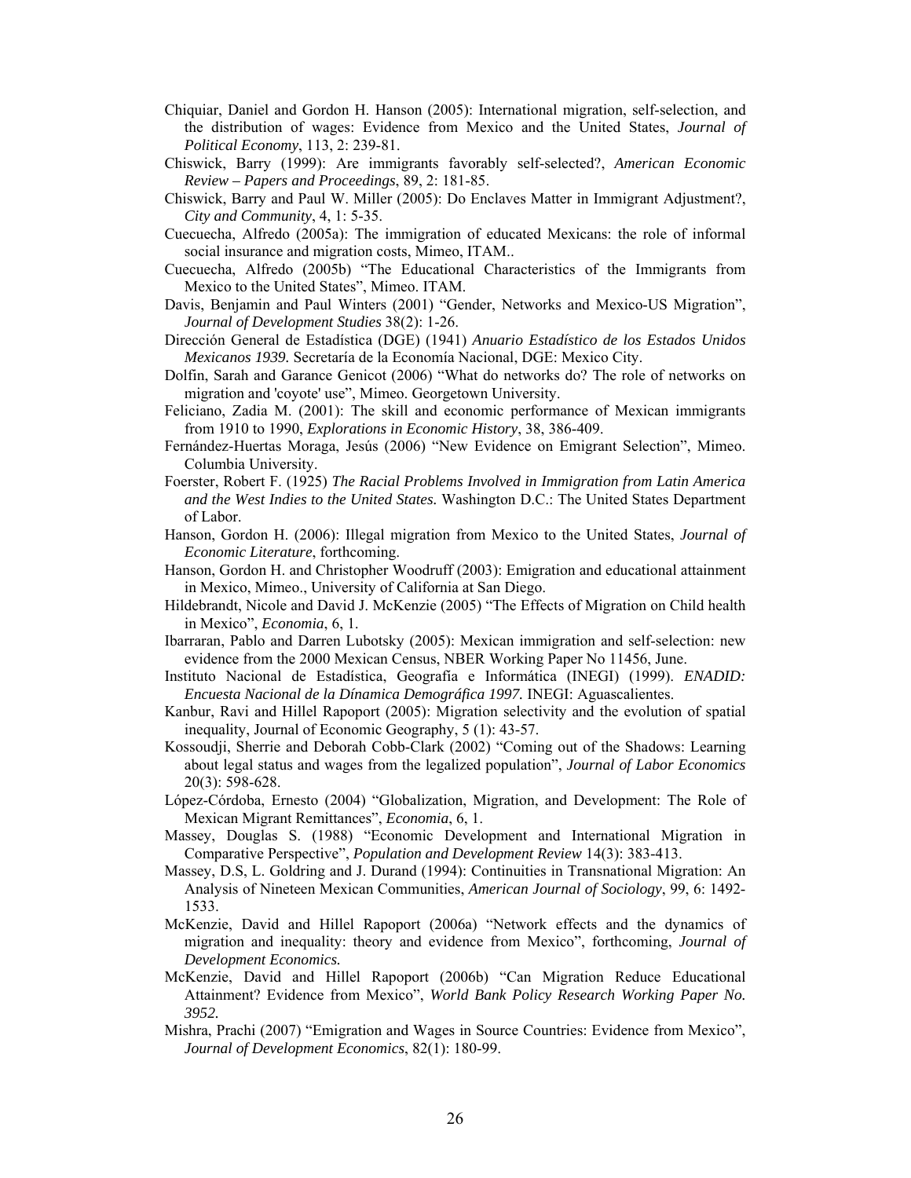Chiquiar, Daniel and Gordon H. Hanson (2005): International migration, self-selection, and the distribution of wages: Evidence from Mexico and the United States, *Journal of Political Economy*, 113, 2: 239-81.

Chiswick, Barry (1999): Are immigrants favorably self-selected?, *American Economic Review – Papers and Proceedings*, 89, 2: 181-85.

Chiswick, Barry and Paul W. Miller (2005): Do Enclaves Matter in Immigrant Adjustment?, *City and Community*, 4, 1: 5-35.

Cuecuecha, Alfredo (2005a): The immigration of educated Mexicans: the role of informal social insurance and migration costs, Mimeo, ITAM..

Cuecuecha, Alfredo (2005b) "The Educational Characteristics of the Immigrants from Mexico to the United States", Mimeo. ITAM.

Davis, Benjamin and Paul Winters (2001) "Gender, Networks and Mexico-US Migration", *Journal of Development Studies* 38(2): 1-26.

Dirección General de Estadística (DGE) (1941) *Anuario Estadístico de los Estados Unidos Mexicanos 1939.* Secretaría de la Economía Nacional, DGE: Mexico City.

Dolfin, Sarah and Garance Genicot (2006) "What do networks do? The role of networks on migration and 'coyote' use", Mimeo. Georgetown University.

Feliciano, Zadia M. (2001): The skill and economic performance of Mexican immigrants from 1910 to 1990, *Explorations in Economic History*, 38, 386-409.

Fernández-Huertas Moraga, Jesús (2006) "New Evidence on Emigrant Selection", Mimeo. Columbia University.

Foerster, Robert F. (1925) *The Racial Problems Involved in Immigration from Latin America and the West Indies to the United States.* Washington D.C.: The United States Department of Labor.

Hanson, Gordon H. (2006): Illegal migration from Mexico to the United States, *Journal of Economic Literature*, forthcoming.

Hanson, Gordon H. and Christopher Woodruff (2003): Emigration and educational attainment in Mexico, Mimeo., University of California at San Diego.

Hildebrandt, Nicole and David J. McKenzie (2005) "The Effects of Migration on Child health in Mexico", *Economia*, 6, 1.

Ibarraran, Pablo and Darren Lubotsky (2005): Mexican immigration and self-selection: new evidence from the 2000 Mexican Census, NBER Working Paper No 11456, June.

Instituto Nacional de Estadística, Geografía e Informática (INEGI) (1999). *ENADID: Encuesta Nacional de la Dínamica Demográfica 1997.* INEGI: Aguascalientes.

Kanbur, Ravi and Hillel Rapoport (2005): Migration selectivity and the evolution of spatial inequality, Journal of Economic Geography, 5 (1): 43-57.

Kossoudji, Sherrie and Deborah Cobb-Clark (2002) "Coming out of the Shadows: Learning about legal status and wages from the legalized population", *Journal of Labor Economics* 20(3): 598-628.

López-Córdoba, Ernesto (2004) "Globalization, Migration, and Development: The Role of Mexican Migrant Remittances", *Economia*, 6, 1.

Massey, Douglas S. (1988) "Economic Development and International Migration in Comparative Perspective", *Population and Development Review* 14(3): 383-413.

Massey, D.S, L. Goldring and J. Durand (1994): Continuities in Transnational Migration: An Analysis of Nineteen Mexican Communities, *American Journal of Sociology*, 99, 6: 1492-1533.

McKenzie, David and Hillel Rapoport (2006a) "Network effects and the dynamics of migration and inequality: theory and evidence from Mexico", forthcoming, *Journal of Development Economics.*

McKenzie, David and Hillel Rapoport (2006b) "Can Migration Reduce Educational Attainment? Evidence from Mexico", *World Bank Policy Research Working Paper No. 3952.*

Mishra, Prachi (2007) "Emigration and Wages in Source Countries: Evidence from Mexico", *Journal of Development Economics*, 82(1): 180-99.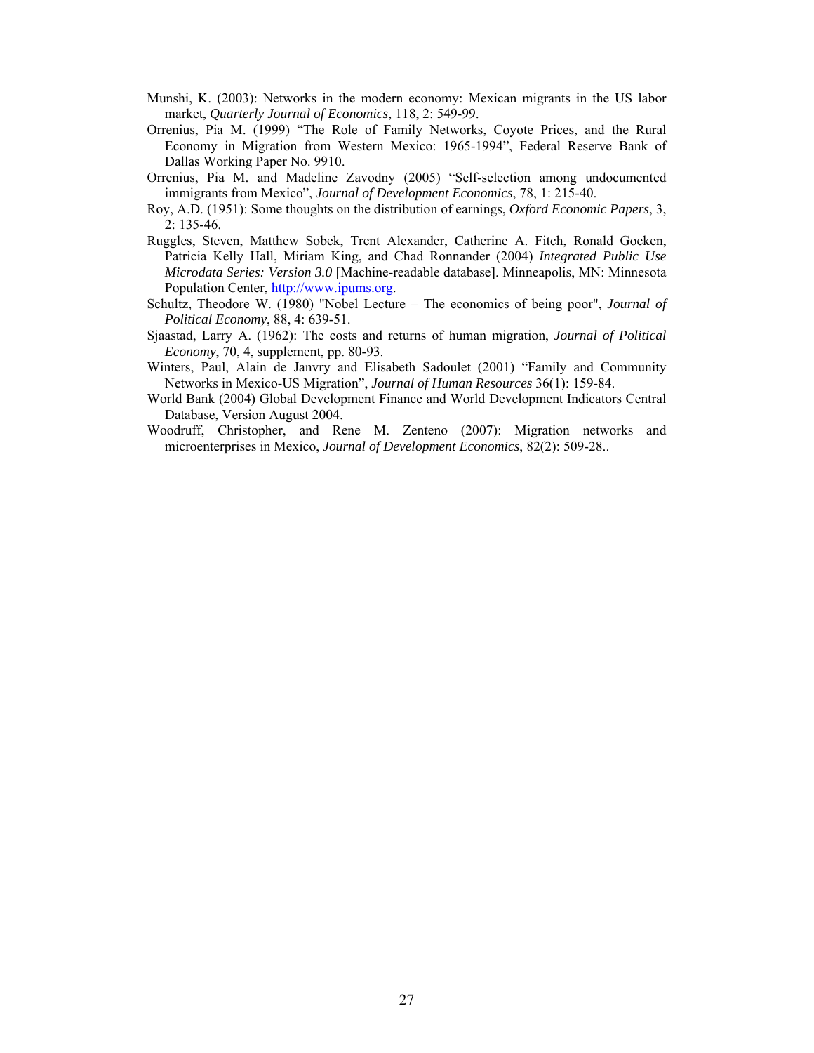Munshi, K. (2003): Networks in the modern economy: Mexican migrants in the US labor market, *Quarterly Journal of Economics*, 118, 2: 549-99.

Orrenius, Pia M. (1999) "The Role of Family Networks, Coyote Prices, and the Rural Economy in Migration from Western Mexico: 1965-1994", Federal Reserve Bank of Dallas Working Paper No. 9910.

Orrenius, Pia M. and Madeline Zavodny (2005) "Self-selection among undocumented immigrants from Mexico", *Journal of Development Economics*, 78, 1: 215-40.

Roy, A.D. (1951): Some thoughts on the distribution of earnings, *Oxford Economic Papers*, 3, 2: 135-46.

Ruggles, Steven, Matthew Sobek, Trent Alexander, Catherine A. Fitch, Ronald Goeken, Patricia Kelly Hall, Miriam King, and Chad Ronnander (2004) *Integrated Public Use Microdata Series: Version 3.0* [Machine-readable database]. Minneapolis, MN: Minnesota Population Center, http://www.ipums.org.

Schultz, Theodore W. (1980) "Nobel Lecture – The economics of being poor", *Journal of Political Economy*, 88, 4: 639-51.

Sjaastad, Larry A. (1962): The costs and returns of human migration, *Journal of Political Economy*, 70, 4, supplement, pp. 80-93.

Winters, Paul, Alain de Janvry and Elisabeth Sadoulet (2001) "Family and Community Networks in Mexico-US Migration", *Journal of Human Resources* 36(1): 159-84.

World Bank (2004) Global Development Finance and World Development Indicators Central Database, Version August 2004.

Woodruff, Christopher, and Rene M. Zenteno (2007): Migration networks and microenterprises in Mexico, *Journal of Development Economics*, 82(2): 509-28..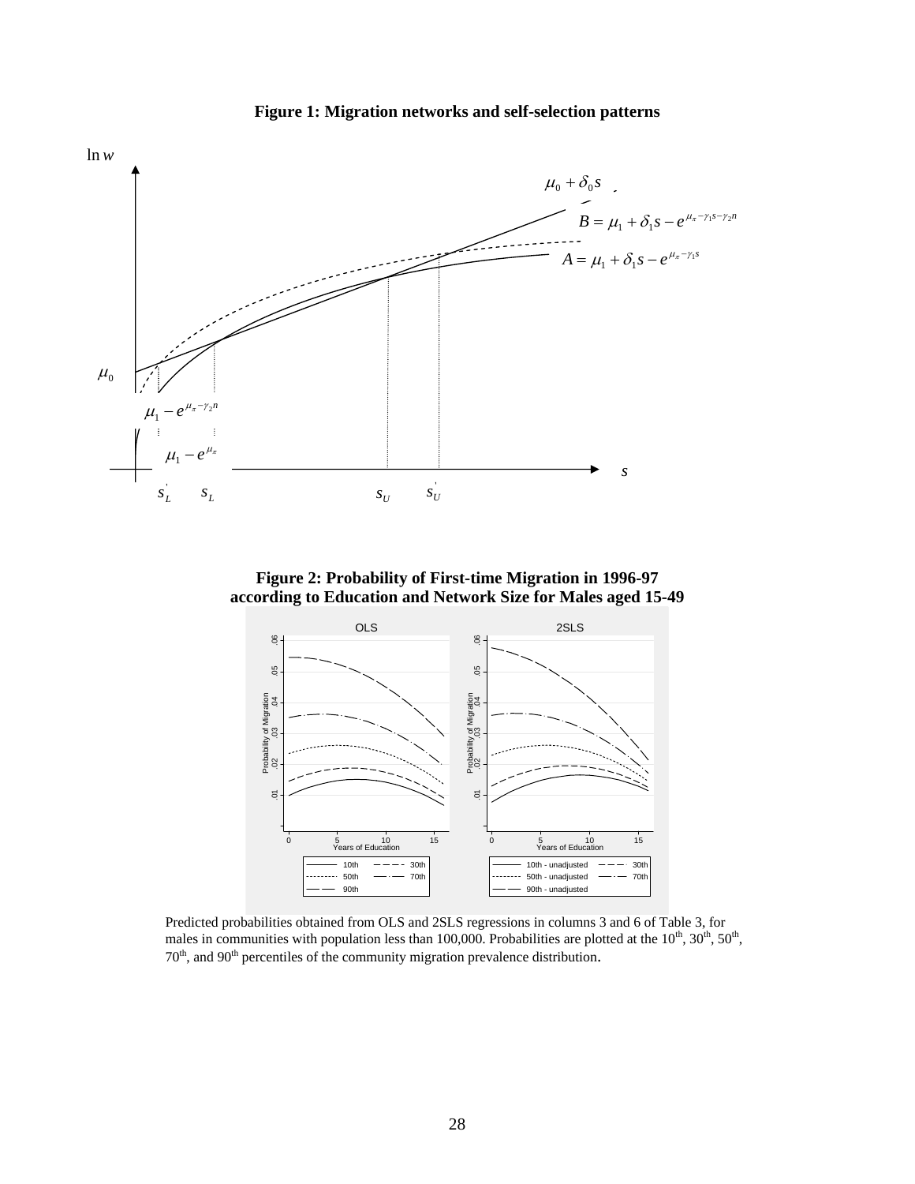**Figure 1: Migration networks and self-selection patterns**

**Figure 2: Probability of First-time Migration in 1996-97 according to Education and Network Size for Males aged 15-49**

Predicted probabilities obtained from OLS and 2SLS regressions in columns 3 and 6 of Table 3, for males in communities with population less than 100,000. Probabilities are plotted at the 10th, 30th, 50th, 70th, and 90th percentiles of the community migration prevalence distribution.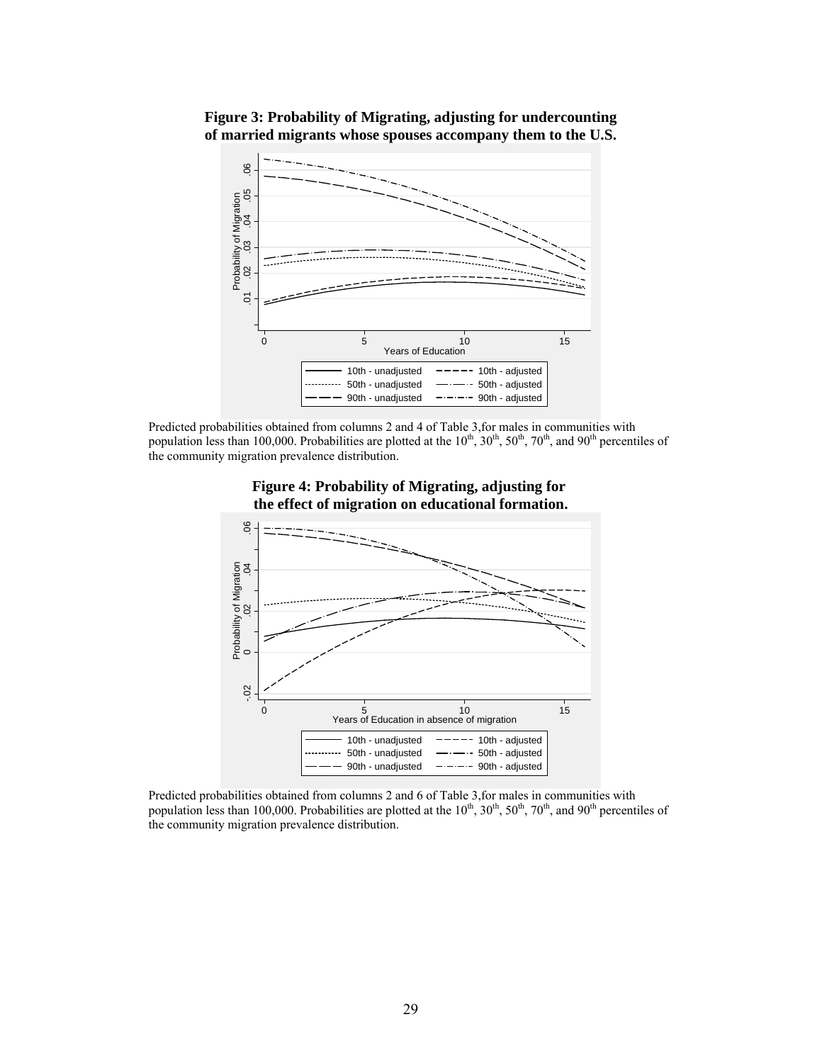**Figure 3: Probability of Migrating, adjusting for undercounting of married migrants whose spouses accompany them to the U.S.**

Predicted probabilities obtained from columns 2 and 4 of Table 3,for males in communities with population less than 100,000. Probabilities are plotted at the 10th, 30th, 50th, 70th, and 90th percentiles of the community migration prevalence distribution.

**Figure 4: Probability of Migrating, adjusting for the effect of migration on educational formation.**

Predicted probabilities obtained from columns 2 and 6 of Table 3,for males in communities with population less than 100,000. Probabilities are plotted at the 10th, 30th, 50th, 70th, and 90th percentiles of the community migration prevalence distribution.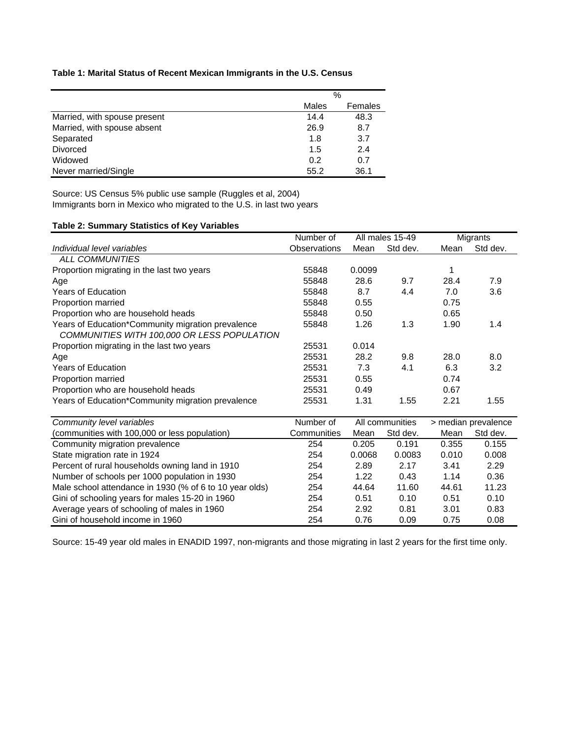**Table 1: Marital Status of Recent Mexican Immigrants in the U.S. Census**

| | % | |
|---|---|---|
| | Males | Females |
| Married, with spouse present | 14.4 | 48.3 |
| Married, with spouse absent | 26.9 | 8.7 |
| Separated | 1.8 | 3.7 |
| Divorced | 1.5 | 2.4 |
| Widowed | 0.2 | 0.7 |
| Never married/Single | 55.2 | 36.1 |

Source: US Census 5% public use sample (Ruggles et al, 2004)
Immigrants born in Mexico who migrated to the U.S. in last two years

**Table 2: Summary Statistics of Key Variables**

| | Number of | All males 15-49 | | Migrants | |
|---|---|---|---|---|---|
| *Individual level variables* | Observations | Mean | Std dev. | Mean | Std dev. |
| *ALL COMMUNITIES* | | | | | |
| Proportion migrating in the last two years | 55848 | 0.0099 | | 1 | |
| Age | 55848 | 28.6 | 9.7 | 28.4 | 7.9 |
| Years of Education | 55848 | 8.7 | 4.4 | 7.0 | 3.6 |
| Proportion married | 55848 | 0.55 | | 0.75 | |
| Proportion who are household heads | 55848 | 0.50 | | 0.65 | |
| Years of Education*Community migration prevalence | 55848 | 1.26 | 1.3 | 1.90 | 1.4 |
| *COMMUNITIES WITH 100,000 OR LESS POPULATION* | | | | | |
| Proportion migrating in the last two years | 25531 | 0.014 | | | |
| Age | 25531 | 28.2 | 9.8 | 28.0 | 8.0 |
| Years of Education | 25531 | 7.3 | 4.1 | 6.3 | 3.2 |
| Proportion married | 25531 | 0.55 | | 0.74 | |
| Proportion who are household heads | 25531 | 0.49 | | 0.67 | |
| Years of Education*Community migration prevalence | 25531 | 1.31 | 1.55 | 2.21 | 1.55 |

| *Community level variables* | Number of | All communities | | > median prevalence | |
|---|---|---|---|---|---|
| (communities with 100,000 or less population) | Communities | Mean | Std dev. | Mean | Std dev. |
| Community migration prevalence | 254 | 0.205 | 0.191 | 0.355 | 0.155 |
| State migration rate in 1924 | 254 | 0.0068 | 0.0083 | 0.010 | 0.008 |
| Percent of rural households owning land in 1910 | 254 | 2.89 | 2.17 | 3.41 | 2.29 |
| Number of schools per 1000 population in 1930 | 254 | 1.22 | 0.43 | 1.14 | 0.36 |
| Male school attendance in 1930 (% of 6 to 10 year olds) | 254 | 44.64 | 11.60 | 44.61 | 11.23 |
| Gini of schooling years for males 15-20 in 1960 | 254 | 0.51 | 0.10 | 0.51 | 0.10 |
| Average years of schooling of males in 1960 | 254 | 2.92 | 0.81 | 3.01 | 0.83 |
| Gini of household income in 1960 | 254 | 0.76 | 0.09 | 0.75 | 0.08 |

Source: 15-49 year old males in ENADID 1997, non-migrants and those migrating in last 2 years for the first time only.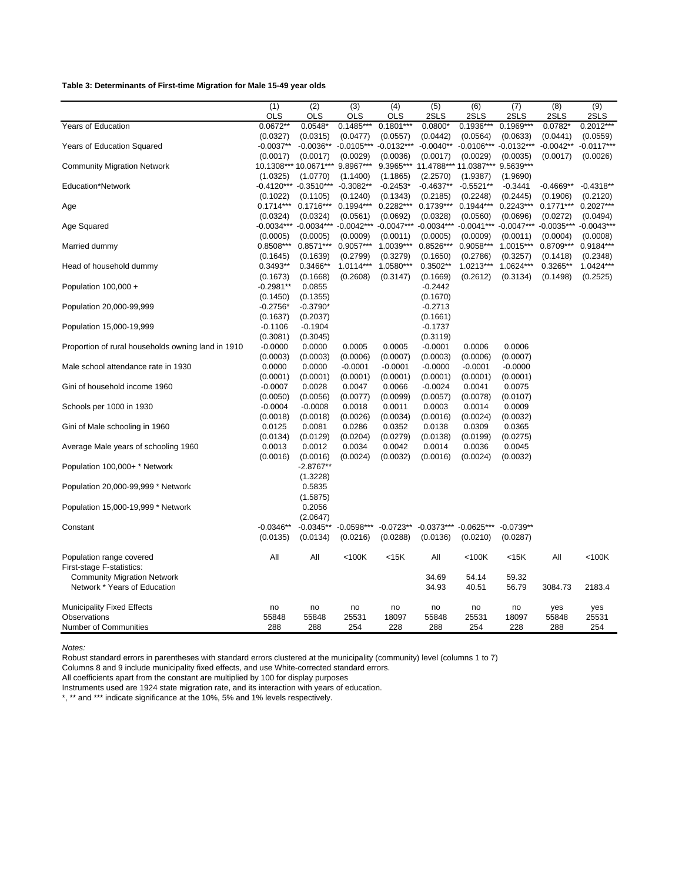**Table 3: Determinants of First-time Migration for Male 15-49 year olds**

| | (1) | (2) | (3) | (4) | (5) | (6) | (7) | (8) | (9) |
|---|---|---|---|---|---|---|---|---|---|
| | OLS | OLS | OLS | OLS | 2SLS | 2SLS | 2SLS | 2SLS | 2SLS |
| Years of Education | 0.0672** | 0.0548* | 0.1485*** | 0.1801*** | 0.0800* | 0.1936*** | 0.1969*** | 0.0782* | 0.2012*** |
| | (0.0327) | (0.0315) | (0.0477) | (0.0557) | (0.0442) | (0.0564) | (0.0633) | (0.0441) | (0.0559) |
| Years of Education Squared | -0.0037** | -0.0036** | -0.0105*** | -0.0132*** | -0.0040** | -0.0106*** | -0.0132*** | -0.0042** | -0.0117*** |
| | (0.0017) | (0.0017) | (0.0029) | (0.0036) | (0.0017) | (0.0029) | (0.0035) | (0.0017) | (0.0026) |
| Community Migration Network | 10.1308*** | 10.0671*** | 9.8967*** | 9.3965*** | 11.4788*** | 11.0387*** | 9.5639*** | | |
| | (1.0325) | (1.0770) | (1.1400) | (1.1865) | (2.2570) | (1.9387) | (1.9690) | | |
| Education*Network | -0.4120*** | -0.3510*** | -0.3082** | -0.2453* | -0.4637** | -0.5521** | -0.3441 | -0.4669** | -0.4318** |
| | (0.1022) | (0.1105) | (0.1240) | (0.1343) | (0.2185) | (0.2248) | (0.2445) | (0.1906) | (0.2120) |
| Age | 0.1714*** | 0.1716*** | 0.1994*** | 0.2282*** | 0.1739*** | 0.1944*** | 0.2243*** | 0.1771*** | 0.2027*** |
| | (0.0324) | (0.0324) | (0.0561) | (0.0692) | (0.0328) | (0.0560) | (0.0696) | (0.0272) | (0.0494) |
| Age Squared | -0.0034*** | -0.0034*** | -0.0042*** | -0.0047*** | -0.0034*** | -0.0041*** | -0.0047*** | -0.0035*** | -0.0043*** |
| | (0.0005) | (0.0005) | (0.0009) | (0.0011) | (0.0005) | (0.0009) | (0.0011) | (0.0004) | (0.0008) |
| Married dummy | 0.8508*** | 0.8571*** | 0.9057*** | 1.0039*** | 0.8526*** | 0.9058*** | 1.0015*** | 0.8709*** | 0.9184*** |
| | (0.1645) | (0.1639) | (0.2799) | (0.3279) | (0.1650) | (0.2786) | (0.3257) | (0.1418) | (0.2348) |
| Head of household dummy | 0.3493** | 0.3466** | 1.0114*** | 1.0580*** | 0.3502** | 1.0213*** | 1.0624*** | 0.3265** | 1.0424*** |
| | (0.1673) | (0.1668) | (0.2608) | (0.3147) | (0.1669) | (0.2612) | (0.3134) | (0.1498) | (0.2525) |
| Population 100,000 + | -0.2981** | 0.0855 | | | -0.2442 | | | | |
| | (0.1450) | (0.1355) | | | (0.1670) | | | | |
| Population 20,000-99,999 | -0.2756* | -0.3790* | | | -0.2713 | | | | |
| | (0.1637) | (0.2037) | | | (0.1661) | | | | |
| Population 15,000-19,999 | -0.1106 | -0.1904 | | | -0.1737 | | | | |
| | (0.3081) | (0.3045) | | | (0.3119) | | | | |
| Proportion of rural households owning land in 1910 | -0.0000 | 0.0000 | 0.0005 | 0.0005 | -0.0001 | 0.0006 | 0.0006 | | |
| | (0.0003) | (0.0003) | (0.0006) | (0.0007) | (0.0003) | (0.0006) | (0.0007) | | |
| Male school attendance rate in 1930 | 0.0000 | 0.0000 | -0.0001 | -0.0001 | -0.0000 | -0.0001 | -0.0000 | | |
| | (0.0001) | (0.0001) | (0.0001) | (0.0001) | (0.0001) | (0.0001) | (0.0001) | | |
| Gini of household income 1960 | -0.0007 | 0.0028 | 0.0047 | 0.0066 | -0.0024 | 0.0041 | 0.0075 | | |
| | (0.0050) | (0.0056) | (0.0077) | (0.0099) | (0.0057) | (0.0078) | (0.0107) | | |
| Schools per 1000 in 1930 | -0.0004 | -0.0008 | 0.0018 | 0.0011 | 0.0003 | 0.0014 | 0.0009 | | |
| | (0.0018) | (0.0018) | (0.0026) | (0.0034) | (0.0016) | (0.0024) | (0.0032) | | |
| Gini of Male schooling in 1960 | 0.0125 | 0.0081 | 0.0286 | 0.0352 | 0.0138 | 0.0309 | 0.0365 | | |
| | (0.0134) | (0.0129) | (0.0204) | (0.0279) | (0.0138) | (0.0199) | (0.0275) | | |
| Average Male years of schooling 1960 | 0.0013 | 0.0012 | 0.0034 | 0.0042 | 0.0014 | 0.0036 | 0.0045 | | |
| | (0.0016) | (0.0016) | (0.0024) | (0.0032) | (0.0016) | (0.0024) | (0.0032) | | |
| Population 100,000+ * Network | | -2.8767** | | | | | | | |
| | | (1.3228) | | | | | | | |
| Population 20,000-99,999 * Network | | 0.5835 | | | | | | | |
| | | (1.5875) | | | | | | | |
| Population 15,000-19,999 * Network | | 0.2056 | | | | | | | |
| | | (2.0647) | | | | | | | |
| Constant | -0.0346** | -0.0345** | -0.0598*** | -0.0723** | -0.0373*** | -0.0625*** | -0.0739** | | |
| | (0.0135) | (0.0134) | (0.0216) | (0.0288) | (0.0136) | (0.0210) | (0.0287) | | |
| Population range covered | All | All | <100K | <15K | All | <100K | <15K | All | <100K |
| First-stage F-statistics: | | | | | | | | | |
| Community Migration Network | | | | | 34.69 | 54.14 | 59.32 | | |
| Network * Years of Education | | | | | 34.93 | 40.51 | 56.79 | 3084.73 | 2183.4 |
| Municipality Fixed Effects | no | no | no | no | no | no | no | yes | yes |
| Observations | 55848 | 55848 | 25531 | 18097 | 55848 | 25531 | 18097 | 55848 | 25531 |
| Number of Communities | 288 | 288 | 254 | 228 | 288 | 254 | 228 | 288 | 254 |

*Notes:*

Robust standard errors in parentheses with standard errors clustered at the municipality (community) level (columns 1 to 7)

Columns 8 and 9 include municipality fixed effects, and use White-corrected standard errors.

All coefficients apart from the constant are multiplied by 100 for display purposes

Instruments used are 1924 state migration rate, and its interaction with years of education.

*, ** and *** indicate significance at the 10%, 5% and 1% levels respectively.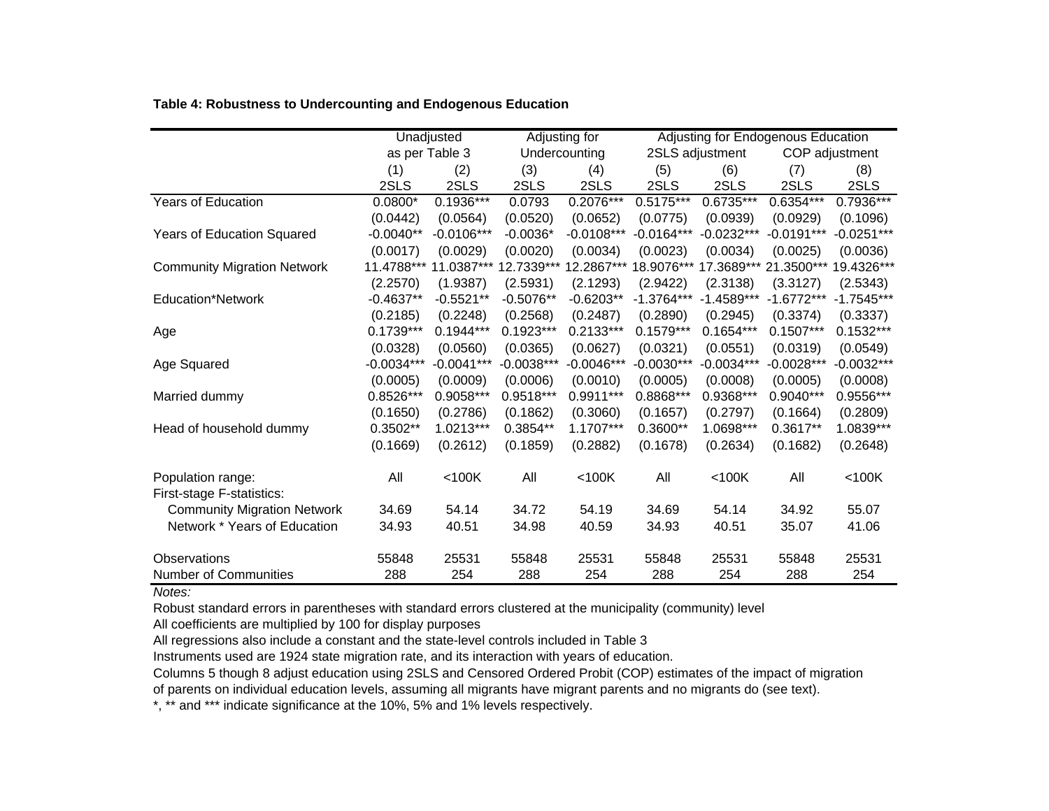**Table 4: Robustness to Undercounting and Endogenous Education**

| | Unadjusted as per Table 3 | | Adjusting for Undercounting | | Adjusting for Endogenous Education | | | |
|---|---|---|---|---|---|---|---|---|
| | | | | | 2SLS adjustment | | COP adjustment | |
| | (1) | (2) | (3) | (4) | (5) | (6) | (7) | (8) |
| | 2SLS | 2SLS | 2SLS | 2SLS | 2SLS | 2SLS | 2SLS | 2SLS |
| Years of Education | 0.0800* | 0.1936*** | 0.0793 | 0.2076*** | 0.5175*** | 0.6735*** | 0.6354*** | 0.7936*** |
| | (0.0442) | (0.0564) | (0.0520) | (0.0652) | (0.0775) | (0.0939) | (0.0929) | (0.1096) |
| Years of Education Squared | -0.0040** | -0.0106*** | -0.0036* | -0.0108*** | -0.0164*** | -0.0232*** | -0.0191*** | -0.0251*** |
| | (0.0017) | (0.0029) | (0.0020) | (0.0034) | (0.0023) | (0.0034) | (0.0025) | (0.0036) |
| Community Migration Network | 11.4788*** | 11.0387*** | 12.7339*** | 12.2867*** | 18.9076*** | 17.3689*** | 21.3500*** | 19.4326*** |
| | (2.2570) | (1.9387) | (2.5931) | (2.1293) | (2.9422) | (2.3138) | (3.3127) | (2.5343) |
| Education*Network | -0.4637** | -0.5521** | -0.5076** | -0.6203** | -1.3764*** | -1.4589*** | -1.6772*** | -1.7545*** |
| | (0.2185) | (0.2248) | (0.2568) | (0.2487) | (0.2890) | (0.2945) | (0.3374) | (0.3337) |
| Age | 0.1739*** | 0.1944*** | 0.1923*** | 0.2133*** | 0.1579*** | 0.1654*** | 0.1507*** | 0.1532*** |
| | (0.0328) | (0.0560) | (0.0365) | (0.0627) | (0.0321) | (0.0551) | (0.0319) | (0.0549) |
| Age Squared | -0.0034*** | -0.0041*** | -0.0038*** | -0.0046*** | -0.0030*** | -0.0034*** | -0.0028*** | -0.0032*** |
| | (0.0005) | (0.0009) | (0.0006) | (0.0010) | (0.0005) | (0.0008) | (0.0005) | (0.0008) |
| Married dummy | 0.8526*** | 0.9058*** | 0.9518*** | 0.9911*** | 0.8868*** | 0.9368*** | 0.9040*** | 0.9556*** |
| | (0.1650) | (0.2786) | (0.1862) | (0.3060) | (0.1657) | (0.2797) | (0.1664) | (0.2809) |
| Head of household dummy | 0.3502** | 1.0213*** | 0.3854** | 1.1707*** | 0.3600** | 1.0698*** | 0.3617** | 1.0839*** |
| | (0.1669) | (0.2612) | (0.1859) | (0.2882) | (0.1678) | (0.2634) | (0.1682) | (0.2648) |
| Population range: | All | <100K | All | <100K | All | <100K | All | <100K |
| First-stage F-statistics: | | | | | | | | |
| Community Migration Network | 34.69 | 54.14 | 34.72 | 54.19 | 34.69 | 54.14 | 34.92 | 55.07 |
| Network * Years of Education | 34.93 | 40.51 | 34.98 | 40.59 | 34.93 | 40.51 | 35.07 | 41.06 |
| Observations | 55848 | 25531 | 55848 | 25531 | 55848 | 25531 | 55848 | 25531 |
| Number of Communities | 288 | 254 | 288 | 254 | 288 | 254 | 288 | 254 |

*Notes:*

Robust standard errors in parentheses with standard errors clustered at the municipality (community) level

All coefficients are multiplied by 100 for display purposes

All regressions also include a constant and the state-level controls included in Table 3

Instruments used are 1924 state migration rate, and its interaction with years of education.

Columns 5 though 8 adjust education using 2SLS and Censored Ordered Probit (COP) estimates of the impact of migration of parents on individual education levels, assuming all migrants have migrant parents and no migrants do (see text).

*, ** and *** indicate significance at the 10%, 5% and 1% levels respectively.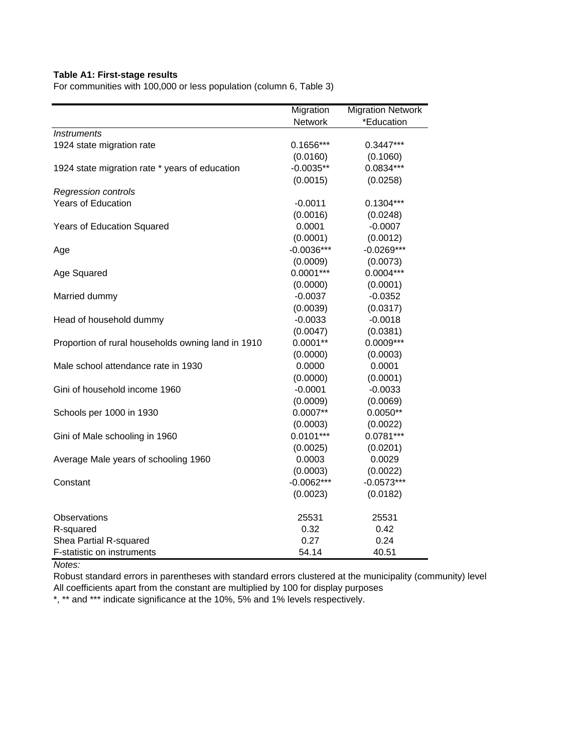**Table A1: First-stage results**

For communities with 100,000 or less population (column 6, Table 3)

| | Migration Network | Migration Network *Education |
|---|---|---|
| *Instruments* | | |
| 1924 state migration rate | 0.1656*** | 0.3447*** |
| | (0.0160) | (0.1060) |
| 1924 state migration rate * years of education | -0.0035** | 0.0834*** |
| | (0.0015) | (0.0258) |
| *Regression controls* | | |
| Years of Education | -0.0011 | 0.1304*** |
| | (0.0016) | (0.0248) |
| Years of Education Squared | 0.0001 | -0.0007 |
| | (0.0001) | (0.0012) |
| Age | -0.0036*** | -0.0269*** |
| | (0.0009) | (0.0073) |
| Age Squared | 0.0001*** | 0.0004*** |
| | (0.0000) | (0.0001) |
| Married dummy | -0.0037 | -0.0352 |
| | (0.0039) | (0.0317) |
| Head of household dummy | -0.0033 | -0.0018 |
| | (0.0047) | (0.0381) |
| Proportion of rural households owning land in 1910 | 0.0001** | 0.0009*** |
| | (0.0000) | (0.0003) |
| Male school attendance rate in 1930 | 0.0000 | 0.0001 |
| | (0.0000) | (0.0001) |
| Gini of household income 1960 | -0.0001 | -0.0033 |
| | (0.0009) | (0.0069) |
| Schools per 1000 in 1930 | 0.0007** | 0.0050** |
| | (0.0003) | (0.0022) |
| Gini of Male schooling in 1960 | 0.0101*** | 0.0781*** |
| | (0.0025) | (0.0201) |
| Average Male years of schooling 1960 | 0.0003 | 0.0029 |
| | (0.0003) | (0.0022) |
| Constant | -0.0062*** | -0.0573*** |
| | (0.0023) | (0.0182) |
| Observations | 25531 | 25531 |
| R-squared | 0.32 | 0.42 |
| Shea Partial R-squared | 0.27 | 0.24 |
| F-statistic on instruments | 54.14 | 40.51 |

*Notes:*

Robust standard errors in parentheses with standard errors clustered at the municipality (community) level

All coefficients apart from the constant are multiplied by 100 for display purposes

*, ** and *** indicate significance at the 10%, 5% and 1% levels respectively.